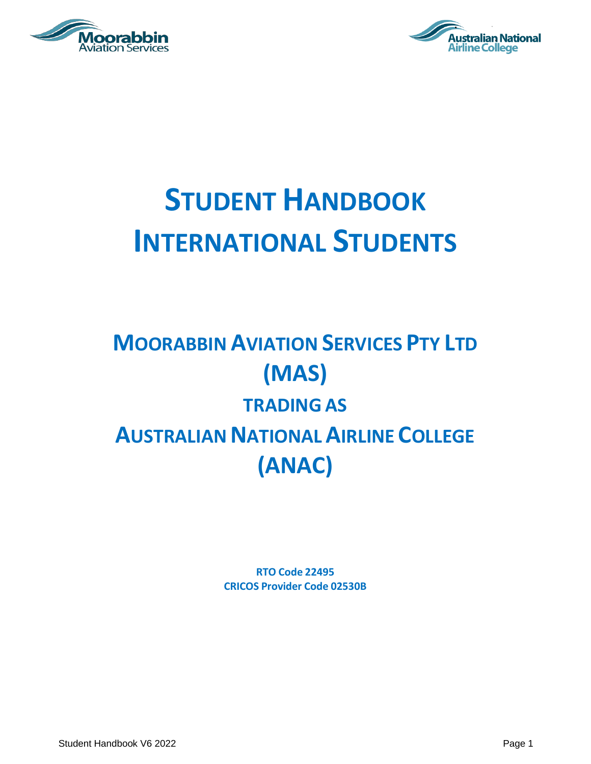# STUDENT HANDBOOK
# INTERNATIONAL STUDENTS

## MOORABBIN AVIATION SERVICES PTY LTD (MAS)

## TRADING AS

## AUSTRALIAN NATIONAL AIRLINE COLLEGE (ANAC)

**RTO Code 22495**
**CRICOS Provider Code 02530B**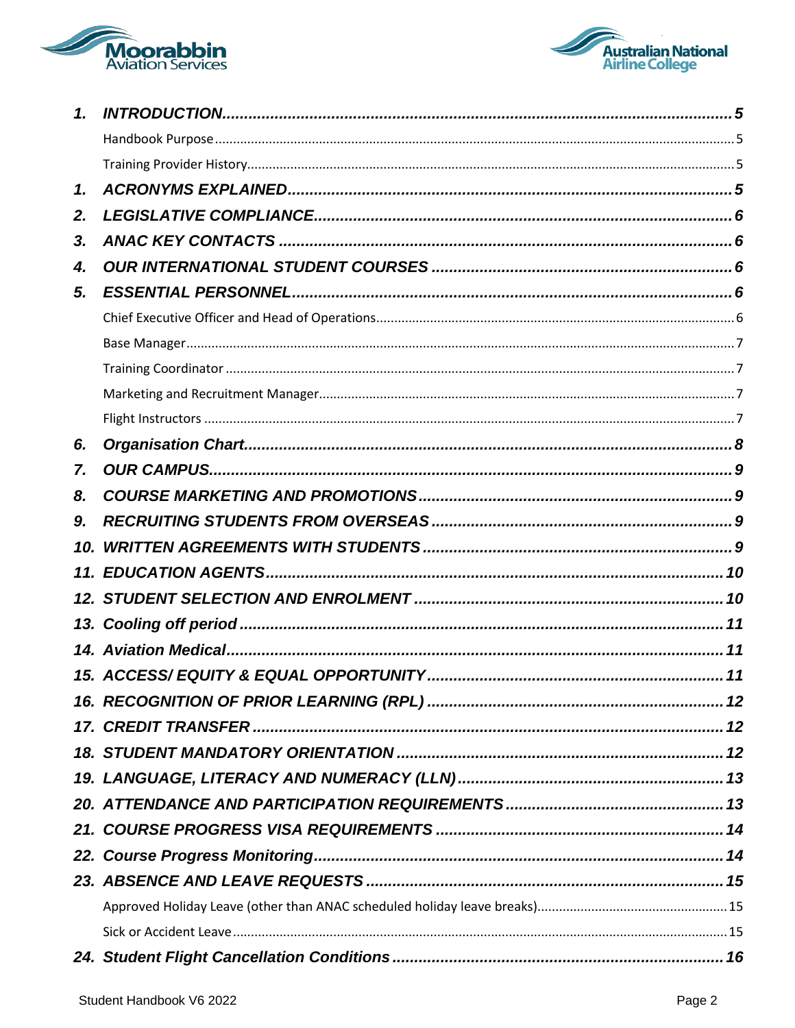| | | |
|---|---|---|
| **1.** | ***INTRODUCTION*** | **5** |
| | Handbook Purpose | 5 |
| | Training Provider History | 5 |
| **1.** | ***ACRONYMS EXPLAINED*** | **5** |
| **2.** | ***LEGISLATIVE COMPLIANCE*** | **6** |
| **3.** | ***ANAC KEY CONTACTS*** | **6** |
| **4.** | ***OUR INTERNATIONAL STUDENT COURSES*** | **6** |
| **5.** | ***ESSENTIAL PERSONNEL*** | **6** |
| | Chief Executive Officer and Head of Operations | 6 |
| | Base Manager | 7 |
| | Training Coordinator | 7 |
| | Marketing and Recruitment Manager | 7 |
| | Flight Instructors | 7 |
| **6.** | ***Organisation Chart*** | **8** |
| **7.** | ***OUR CAMPUS*** | **9** |
| **8.** | ***COURSE MARKETING AND PROMOTIONS*** | **9** |
| **9.** | ***RECRUITING STUDENTS FROM OVERSEAS*** | **9** |
| **10.** | ***WRITTEN AGREEMENTS WITH STUDENTS*** | **9** |
| **11.** | ***EDUCATION AGENTS*** | **10** |
| **12.** | ***STUDENT SELECTION AND ENROLMENT*** | **10** |
| **13.** | ***Cooling off period*** | **11** |
| **14.** | ***Aviation Medical*** | **11** |
| **15.** | ***ACCESS/ EQUITY & EQUAL OPPORTUNITY*** | **11** |
| **16.** | ***RECOGNITION OF PRIOR LEARNING (RPL)*** | **12** |
| **17.** | ***CREDIT TRANSFER*** | **12** |
| **18.** | ***STUDENT MANDATORY ORIENTATION*** | **12** |
| **19.** | ***LANGUAGE, LITERACY AND NUMERACY (LLN)*** | **13** |
| **20.** | ***ATTENDANCE AND PARTICIPATION REQUIREMENTS*** | **13** |
| **21.** | ***COURSE PROGRESS VISA REQUIREMENTS*** | **14** |
| **22.** | ***Course Progress Monitoring*** | **14** |
| **23.** | ***ABSENCE AND LEAVE REQUESTS*** | **15** |
| | Approved Holiday Leave (other than ANAC scheduled holiday leave breaks) | 15 |
| | Sick or Accident Leave | 15 |
| **24.** | ***Student Flight Cancellation Conditions*** | **16** |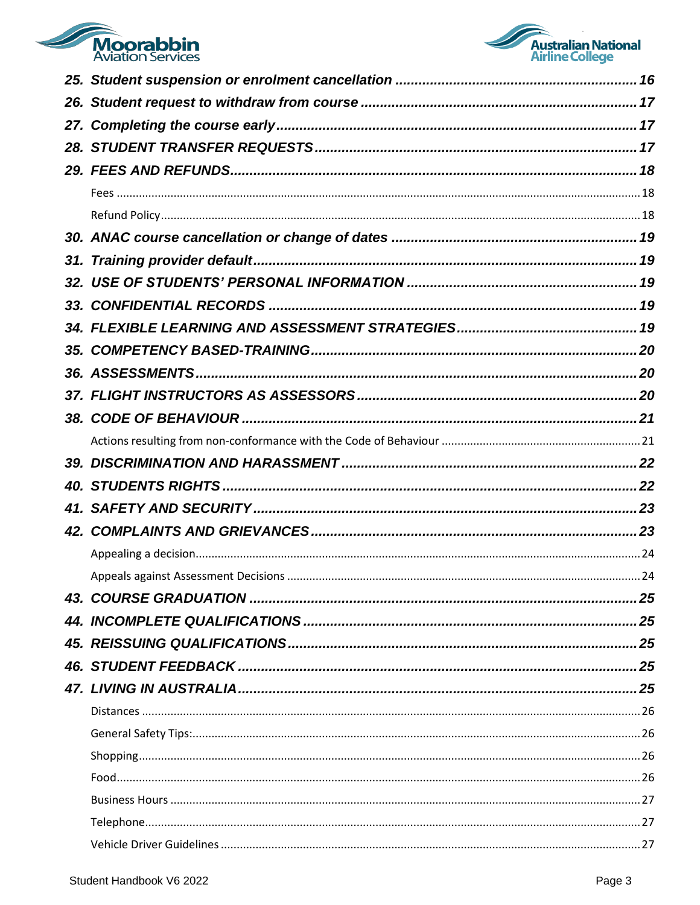25. Student suspension or enrolment cancellation ..... 16
26. Student request to withdraw from course ..... 17
27. Completing the course early ..... 17
28. STUDENT TRANSFER REQUESTS ..... 17
29. FEES AND REFUNDS ..... 18
    - Fees ..... 18
    - Refund Policy ..... 18
30. ANAC course cancellation or change of dates ..... 19
31. Training provider default ..... 19
32. USE OF STUDENTS' PERSONAL INFORMATION ..... 19
33. CONFIDENTIAL RECORDS ..... 19
34. FLEXIBLE LEARNING AND ASSESSMENT STRATEGIES ..... 19
35. COMPETENCY BASED-TRAINING ..... 20
36. ASSESSMENTS ..... 20
37. FLIGHT INSTRUCTORS AS ASSESSORS ..... 20
38. CODE OF BEHAVIOUR ..... 21
    - Actions resulting from non-conformance with the Code of Behaviour ..... 21
39. DISCRIMINATION AND HARASSMENT ..... 22
40. STUDENTS RIGHTS ..... 22
41. SAFETY AND SECURITY ..... 23
42. COMPLAINTS AND GRIEVANCES ..... 23
    - Appealing a decision ..... 24
    - Appeals against Assessment Decisions ..... 24
43. COURSE GRADUATION ..... 25
44. INCOMPLETE QUALIFICATIONS ..... 25
45. REISSUING QUALIFICATIONS ..... 25
46. STUDENT FEEDBACK ..... 25
47. LIVING IN AUSTRALIA ..... 25
    - Distances ..... 26
    - General Safety Tips: ..... 26
    - Shopping ..... 26
    - Food ..... 26
    - Business Hours ..... 27
    - Telephone ..... 27
    - Vehicle Driver Guidelines ..... 27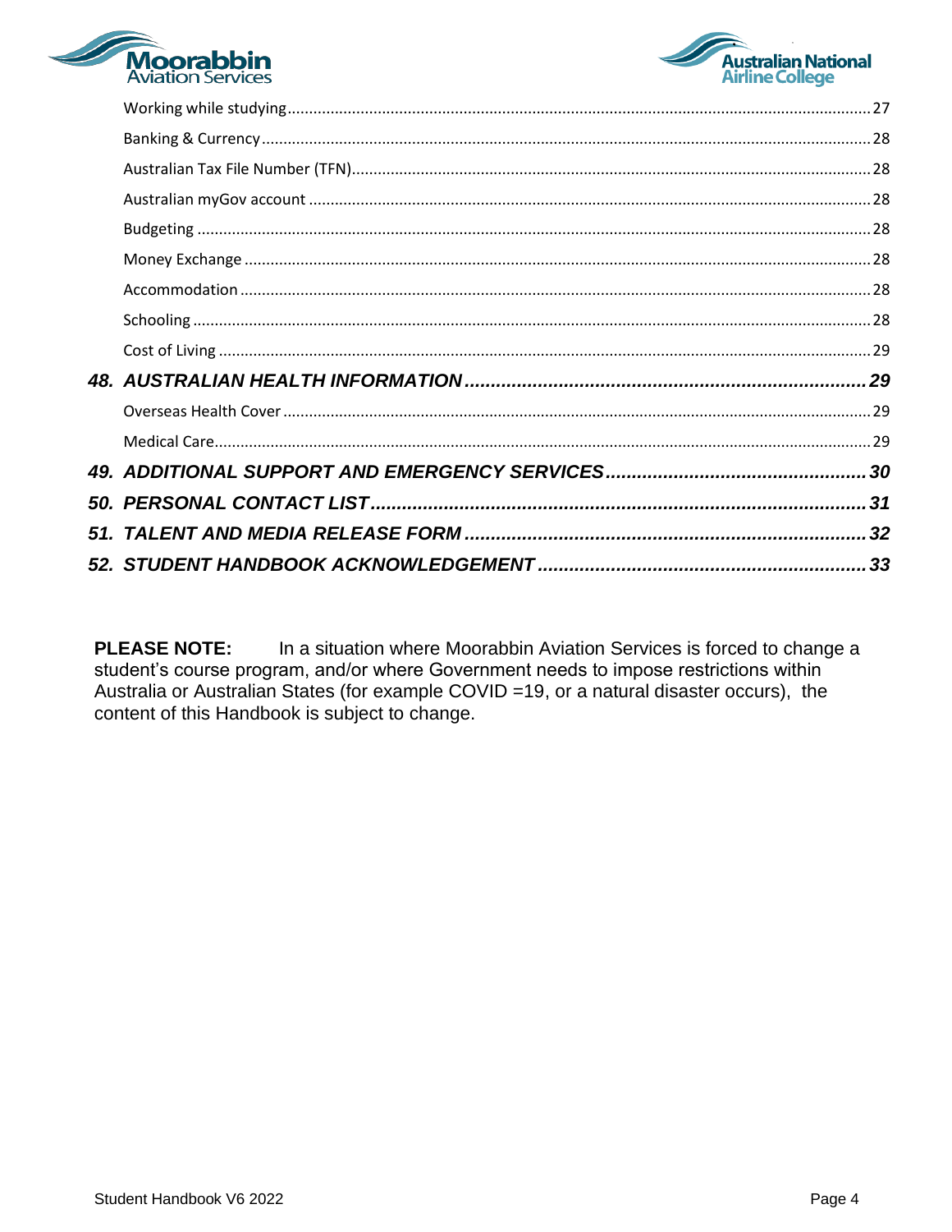- Working while studying ........ 27
- Banking & Currency ........ 28
- Australian Tax File Number (TFN) ........ 28
- Australian myGov account ........ 28
- Budgeting ........ 28
- Money Exchange ........ 28
- Accommodation ........ 28
- Schooling ........ 28
- Cost of Living ........ 29

***48. AUSTRALIAN HEALTH INFORMATION ........ 29***

- Overseas Health Cover ........ 29
- Medical Care ........ 29

***49. ADDITIONAL SUPPORT AND EMERGENCY SERVICES ........ 30***

***50. PERSONAL CONTACT LIST ........ 31***

***51. TALENT AND MEDIA RELEASE FORM ........ 32***

***52. STUDENT HANDBOOK ACKNOWLEDGEMENT ........ 33***

**PLEASE NOTE:** In a situation where Moorabbin Aviation Services is forced to change a student's course program, and/or where Government needs to impose restrictions within Australia or Australian States (for example COVID =19, or a natural disaster occurs), the content of this Handbook is subject to change.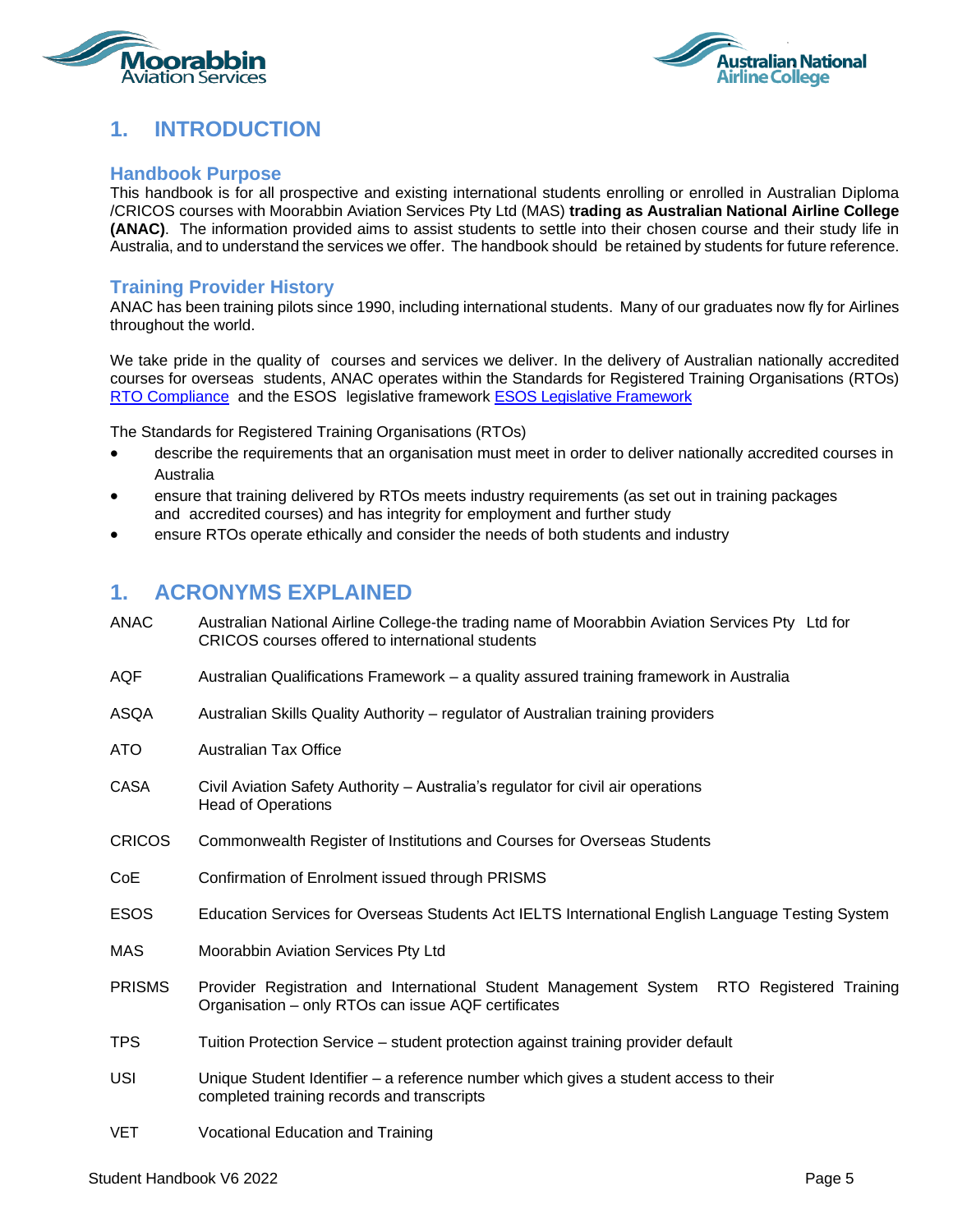## 1. INTRODUCTION

### Handbook Purpose

This handbook is for all prospective and existing international students enrolling or enrolled in Australian Diploma /CRICOS courses with Moorabbin Aviation Services Pty Ltd (MAS) **trading as Australian National Airline College (ANAC)**. The information provided aims to assist students to settle into their chosen course and their study life in Australia, and to understand the services we offer. The handbook should be retained by students for future reference.

### Training Provider History

ANAC has been training pilots since 1990, including international students. Many of our graduates now fly for Airlines throughout the world.

We take pride in the quality of courses and services we deliver. In the delivery of Australian nationally accredited courses for overseas students, ANAC operates within the Standards for Registered Training Organisations (RTOs) [RTO Compliance] and the ESOS legislative framework [ESOS Legislative Framework]

The Standards for Registered Training Organisations (RTOs)

- describe the requirements that an organisation must meet in order to deliver nationally accredited courses in Australia
- ensure that training delivered by RTOs meets industry requirements (as set out in training packages and accredited courses) and has integrity for employment and further study
- ensure RTOs operate ethically and consider the needs of both students and industry

## 1. ACRONYMS EXPLAINED

| | |
|---|---|
| ANAC | Australian National Airline College-the trading name of Moorabbin Aviation Services Pty Ltd for CRICOS courses offered to international students |
| AQF | Australian Qualifications Framework – a quality assured training framework in Australia |
| ASQA | Australian Skills Quality Authority – regulator of Australian training providers |
| ATO | Australian Tax Office |
| CASA | Civil Aviation Safety Authority – Australia's regulator for civil air operations Head of Operations |
| CRICOS | Commonwealth Register of Institutions and Courses for Overseas Students |
| CoE | Confirmation of Enrolment issued through PRISMS |
| ESOS | Education Services for Overseas Students Act IELTS International English Language Testing System |
| MAS | Moorabbin Aviation Services Pty Ltd |
| PRISMS | Provider Registration and International Student Management System RTO Registered Training Organisation – only RTOs can issue AQF certificates |
| TPS | Tuition Protection Service – student protection against training provider default |
| USI | Unique Student Identifier – a reference number which gives a student access to their completed training records and transcripts |
| VET | Vocational Education and Training |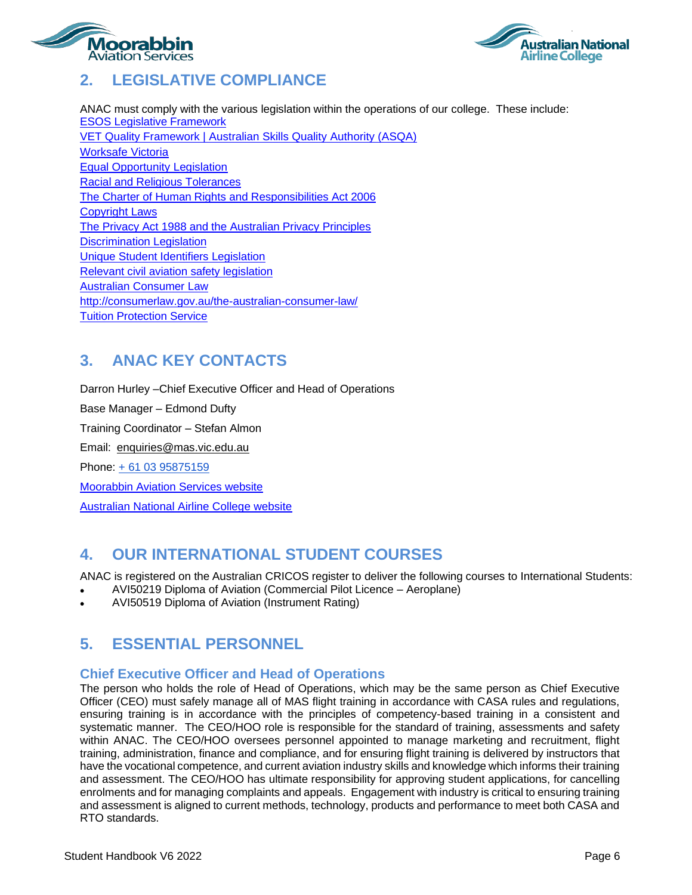## 2. LEGISLATIVE COMPLIANCE

ANAC must comply with the various legislation within the operations of our college. These include:
ESOS Legislative Framework
VET Quality Framework | Australian Skills Quality Authority (ASQA)
Worksafe Victoria
Equal Opportunity Legislation
Racial and Religious Tolerances
The Charter of Human Rights and Responsibilities Act 2006
Copyright Laws
The Privacy Act 1988 and the Australian Privacy Principles
Discrimination Legislation
Unique Student Identifiers Legislation
Relevant civil aviation safety legislation
Australian Consumer Law
http://consumerlaw.gov.au/the-australian-consumer-law/
Tuition Protection Service

## 3. ANAC KEY CONTACTS

Darron Hurley –Chief Executive Officer and Head of Operations

Base Manager – Edmond Dufty

Training Coordinator – Stefan Almon

Email: enquiries@mas.vic.edu.au

Phone: + 61 03 95875159

Moorabbin Aviation Services website

Australian National Airline College website

## 4. OUR INTERNATIONAL STUDENT COURSES

ANAC is registered on the Australian CRICOS register to deliver the following courses to International Students:

- AVI50219 Diploma of Aviation (Commercial Pilot Licence – Aeroplane)
- AVI50519 Diploma of Aviation (Instrument Rating)

## 5. ESSENTIAL PERSONNEL

### Chief Executive Officer and Head of Operations

The person who holds the role of Head of Operations, which may be the same person as Chief Executive Officer (CEO) must safely manage all of MAS flight training in accordance with CASA rules and regulations, ensuring training is in accordance with the principles of competency-based training in a consistent and systematic manner. The CEO/HOO role is responsible for the standard of training, assessments and safety within ANAC. The CEO/HOO oversees personnel appointed to manage marketing and recruitment, flight training, administration, finance and compliance, and for ensuring flight training is delivered by instructors that have the vocational competence, and current aviation industry skills and knowledge which informs their training and assessment. The CEO/HOO has ultimate responsibility for approving student applications, for cancelling enrolments and for managing complaints and appeals. Engagement with industry is critical to ensuring training and assessment is aligned to current methods, technology, products and performance to meet both CASA and RTO standards.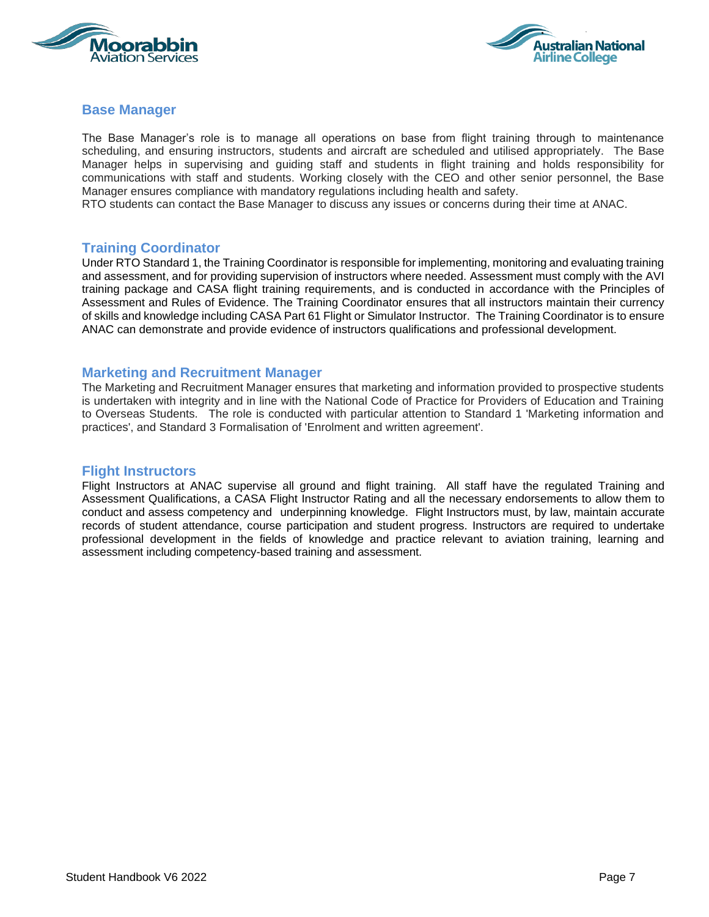## Base Manager

The Base Manager's role is to manage all operations on base from flight training through to maintenance scheduling, and ensuring instructors, students and aircraft are scheduled and utilised appropriately. The Base Manager helps in supervising and guiding staff and students in flight training and holds responsibility for communications with staff and students. Working closely with the CEO and other senior personnel, the Base Manager ensures compliance with mandatory regulations including health and safety.
RTO students can contact the Base Manager to discuss any issues or concerns during their time at ANAC.

## Training Coordinator

Under RTO Standard 1, the Training Coordinator is responsible for implementing, monitoring and evaluating training and assessment, and for providing supervision of instructors where needed. Assessment must comply with the AVI training package and CASA flight training requirements, and is conducted in accordance with the Principles of Assessment and Rules of Evidence. The Training Coordinator ensures that all instructors maintain their currency of skills and knowledge including CASA Part 61 Flight or Simulator Instructor. The Training Coordinator is to ensure ANAC can demonstrate and provide evidence of instructors qualifications and professional development.

## Marketing and Recruitment Manager

The Marketing and Recruitment Manager ensures that marketing and information provided to prospective students is undertaken with integrity and in line with the National Code of Practice for Providers of Education and Training to Overseas Students. The role is conducted with particular attention to Standard 1 'Marketing information and practices', and Standard 3 Formalisation of 'Enrolment and written agreement'.

## Flight Instructors

Flight Instructors at ANAC supervise all ground and flight training. All staff have the regulated Training and Assessment Qualifications, a CASA Flight Instructor Rating and all the necessary endorsements to allow them to conduct and assess competency and underpinning knowledge. Flight Instructors must, by law, maintain accurate records of student attendance, course participation and student progress. Instructors are required to undertake professional development in the fields of knowledge and practice relevant to aviation training, learning and assessment including competency-based training and assessment.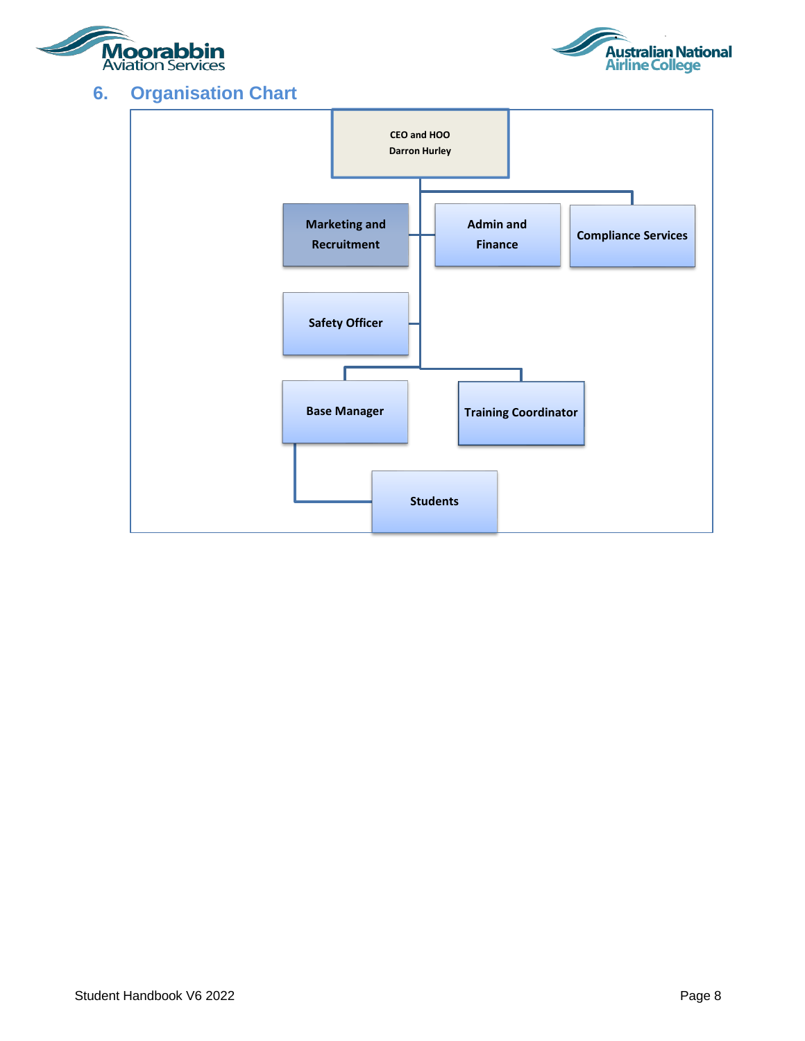## 6. Organisation Chart

- CEO and HOO
  Darron Hurley
  - Marketing and Recruitment
  - Admin and Finance
  - Compliance Services
  - Safety Officer
  - Base Manager
    - Students
  - Training Coordinator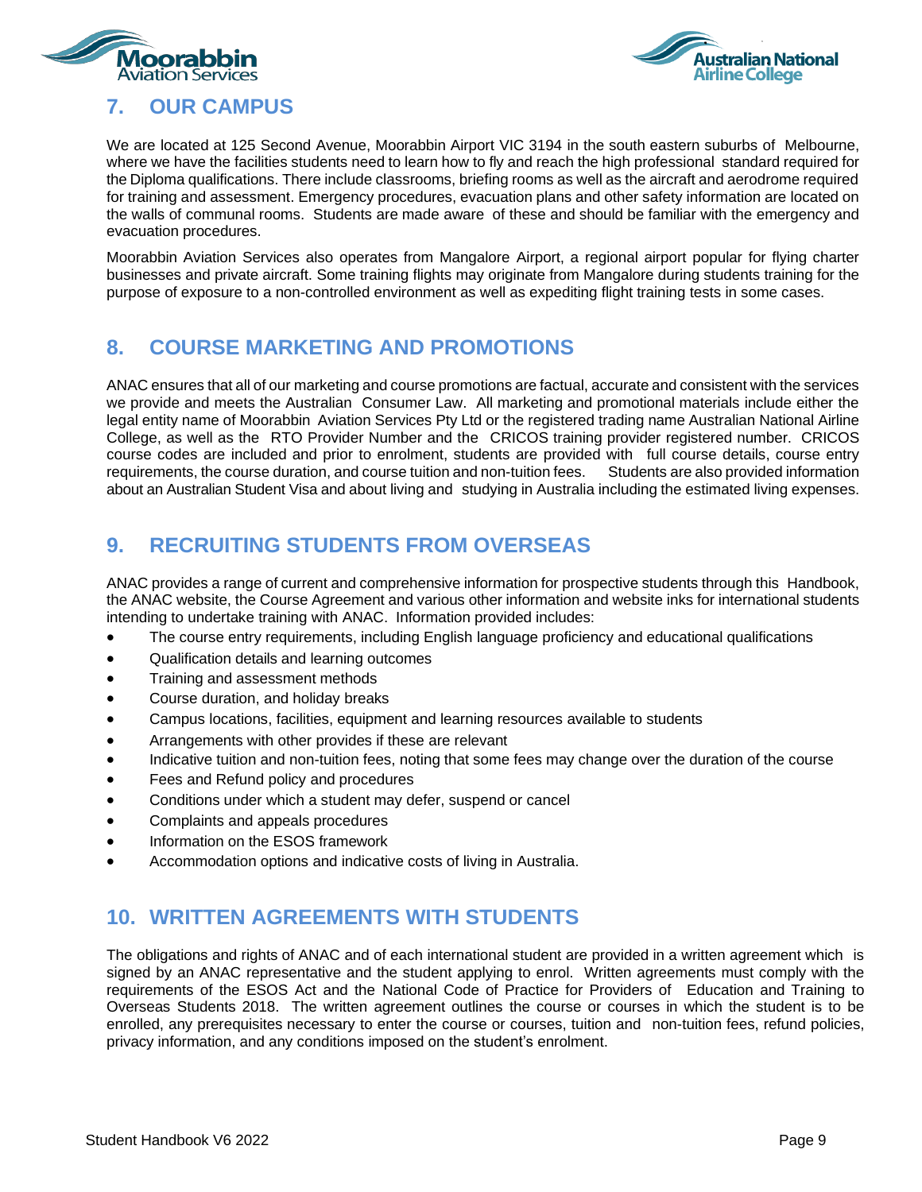## 7. OUR CAMPUS

We are located at 125 Second Avenue, Moorabbin Airport VIC 3194 in the south eastern suburbs of Melbourne, where we have the facilities students need to learn how to fly and reach the high professional standard required for the Diploma qualifications. There include classrooms, briefing rooms as well as the aircraft and aerodrome required for training and assessment. Emergency procedures, evacuation plans and other safety information are located on the walls of communal rooms. Students are made aware of these and should be familiar with the emergency and evacuation procedures.

Moorabbin Aviation Services also operates from Mangalore Airport, a regional airport popular for flying charter businesses and private aircraft. Some training flights may originate from Mangalore during students training for the purpose of exposure to a non-controlled environment as well as expediting flight training tests in some cases.

## 8. COURSE MARKETING AND PROMOTIONS

ANAC ensures that all of our marketing and course promotions are factual, accurate and consistent with the services we provide and meets the Australian Consumer Law. All marketing and promotional materials include either the legal entity name of Moorabbin Aviation Services Pty Ltd or the registered trading name Australian National Airline College, as well as the RTO Provider Number and the CRICOS training provider registered number. CRICOS course codes are included and prior to enrolment, students are provided with full course details, course entry requirements, the course duration, and course tuition and non-tuition fees. Students are also provided information about an Australian Student Visa and about living and studying in Australia including the estimated living expenses.

## 9. RECRUITING STUDENTS FROM OVERSEAS

ANAC provides a range of current and comprehensive information for prospective students through this Handbook, the ANAC website, the Course Agreement and various other information and website inks for international students intending to undertake training with ANAC. Information provided includes:

- The course entry requirements, including English language proficiency and educational qualifications
- Qualification details and learning outcomes
- Training and assessment methods
- Course duration, and holiday breaks
- Campus locations, facilities, equipment and learning resources available to students
- Arrangements with other provides if these are relevant
- Indicative tuition and non-tuition fees, noting that some fees may change over the duration of the course
- Fees and Refund policy and procedures
- Conditions under which a student may defer, suspend or cancel
- Complaints and appeals procedures
- Information on the ESOS framework
- Accommodation options and indicative costs of living in Australia.

## 10. WRITTEN AGREEMENTS WITH STUDENTS

The obligations and rights of ANAC and of each international student are provided in a written agreement which is signed by an ANAC representative and the student applying to enrol. Written agreements must comply with the requirements of the ESOS Act and the National Code of Practice for Providers of Education and Training to Overseas Students 2018. The written agreement outlines the course or courses in which the student is to be enrolled, any prerequisites necessary to enter the course or courses, tuition and non-tuition fees, refund policies, privacy information, and any conditions imposed on the student's enrolment.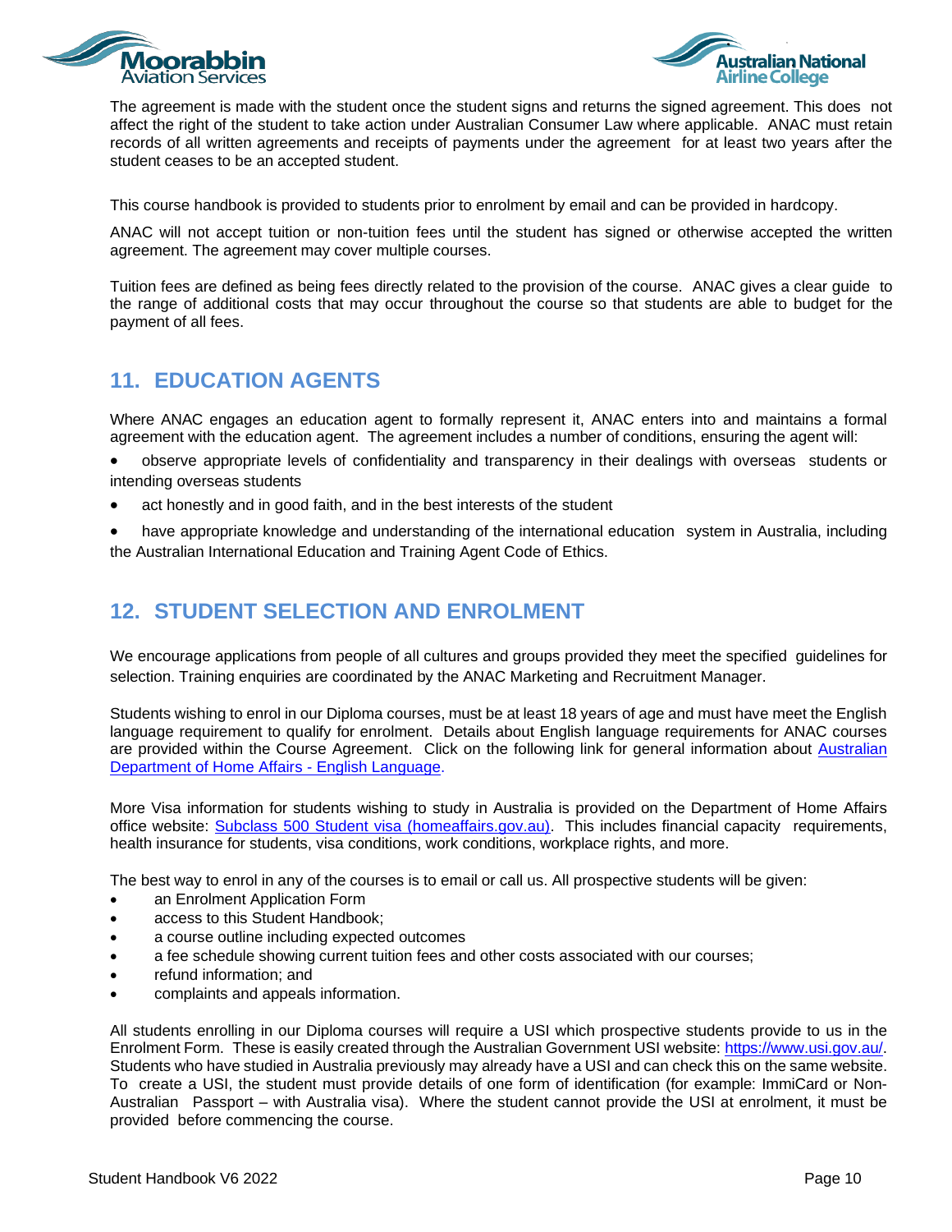The agreement is made with the student once the student signs and returns the signed agreement. This does not affect the right of the student to take action under Australian Consumer Law where applicable. ANAC must retain records of all written agreements and receipts of payments under the agreement for at least two years after the student ceases to be an accepted student.

This course handbook is provided to students prior to enrolment by email and can be provided in hardcopy.

ANAC will not accept tuition or non-tuition fees until the student has signed or otherwise accepted the written agreement. The agreement may cover multiple courses.

Tuition fees are defined as being fees directly related to the provision of the course. ANAC gives a clear guide to the range of additional costs that may occur throughout the course so that students are able to budget for the payment of all fees.

## 11. EDUCATION AGENTS

Where ANAC engages an education agent to formally represent it, ANAC enters into and maintains a formal agreement with the education agent. The agreement includes a number of conditions, ensuring the agent will:

- observe appropriate levels of confidentiality and transparency in their dealings with overseas students or intending overseas students
- act honestly and in good faith, and in the best interests of the student
- have appropriate knowledge and understanding of the international education system in Australia, including the Australian International Education and Training Agent Code of Ethics.

## 12. STUDENT SELECTION AND ENROLMENT

We encourage applications from people of all cultures and groups provided they meet the specified guidelines for selection. Training enquiries are coordinated by the ANAC Marketing and Recruitment Manager.

Students wishing to enrol in our Diploma courses, must be at least 18 years of age and must have meet the English language requirement to qualify for enrolment. Details about English language requirements for ANAC courses are provided within the Course Agreement. Click on the following link for general information about [Australian Department of Home Affairs - English Language](#).

More Visa information for students wishing to study in Australia is provided on the Department of Home Affairs office website: [Subclass 500 Student visa (homeaffairs.gov.au)](#). This includes financial capacity requirements, health insurance for students, visa conditions, work conditions, workplace rights, and more.

The best way to enrol in any of the courses is to email or call us. All prospective students will be given:

- an Enrolment Application Form
- access to this Student Handbook;
- a course outline including expected outcomes
- a fee schedule showing current tuition fees and other costs associated with our courses;
- refund information; and
- complaints and appeals information.

All students enrolling in our Diploma courses will require a USI which prospective students provide to us in the Enrolment Form. These is easily created through the Australian Government USI website: https://www.usi.gov.au/. Students who have studied in Australia previously may already have a USI and can check this on the same website. To create a USI, the student must provide details of one form of identification (for example: ImmiCard or Non-Australian Passport – with Australia visa). Where the student cannot provide the USI at enrolment, it must be provided before commencing the course.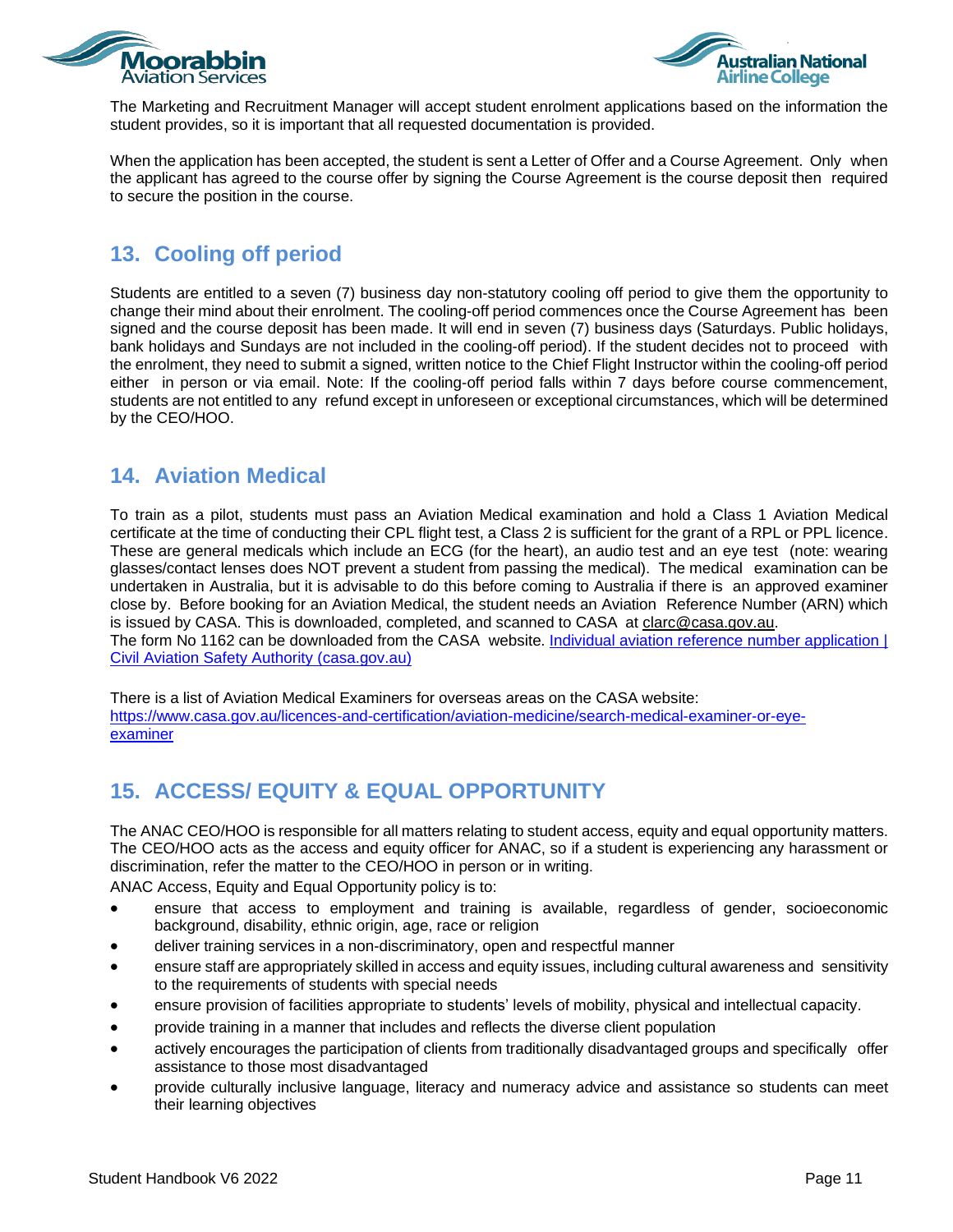The Marketing and Recruitment Manager will accept student enrolment applications based on the information the student provides, so it is important that all requested documentation is provided.

When the application has been accepted, the student is sent a Letter of Offer and a Course Agreement. Only when the applicant has agreed to the course offer by signing the Course Agreement is the course deposit then required to secure the position in the course.

## 13. Cooling off period

Students are entitled to a seven (7) business day non-statutory cooling off period to give them the opportunity to change their mind about their enrolment. The cooling-off period commences once the Course Agreement has been signed and the course deposit has been made. It will end in seven (7) business days (Saturdays. Public holidays, bank holidays and Sundays are not included in the cooling-off period). If the student decides not to proceed with the enrolment, they need to submit a signed, written notice to the Chief Flight Instructor within the cooling-off period either in person or via email. Note: If the cooling-off period falls within 7 days before course commencement, students are not entitled to any refund except in unforeseen or exceptional circumstances, which will be determined by the CEO/HOO.

## 14. Aviation Medical

To train as a pilot, students must pass an Aviation Medical examination and hold a Class 1 Aviation Medical certificate at the time of conducting their CPL flight test, a Class 2 is sufficient for the grant of a RPL or PPL licence. These are general medicals which include an ECG (for the heart), an audio test and an eye test (note: wearing glasses/contact lenses does NOT prevent a student from passing the medical). The medical examination can be undertaken in Australia, but it is advisable to do this before coming to Australia if there is an approved examiner close by. Before booking for an Aviation Medical, the student needs an Aviation Reference Number (ARN) which is issued by CASA. This is downloaded, completed, and scanned to CASA at clarc@casa.gov.au.
The form No 1162 can be downloaded from the CASA website. [Individual aviation reference number application | Civil Aviation Safety Authority (casa.gov.au)]

There is a list of Aviation Medical Examiners for overseas areas on the CASA website:
https://www.casa.gov.au/licences-and-certification/aviation-medicine/search-medical-examiner-or-eye-examiner

## 15. ACCESS/ EQUITY & EQUAL OPPORTUNITY

The ANAC CEO/HOO is responsible for all matters relating to student access, equity and equal opportunity matters. The CEO/HOO acts as the access and equity officer for ANAC, so if a student is experiencing any harassment or discrimination, refer the matter to the CEO/HOO in person or in writing.

ANAC Access, Equity and Equal Opportunity policy is to:

- ensure that access to employment and training is available, regardless of gender, socioeconomic background, disability, ethnic origin, age, race or religion
- deliver training services in a non-discriminatory, open and respectful manner
- ensure staff are appropriately skilled in access and equity issues, including cultural awareness and sensitivity to the requirements of students with special needs
- ensure provision of facilities appropriate to students' levels of mobility, physical and intellectual capacity.
- provide training in a manner that includes and reflects the diverse client population
- actively encourages the participation of clients from traditionally disadvantaged groups and specifically offer assistance to those most disadvantaged
- provide culturally inclusive language, literacy and numeracy advice and assistance so students can meet their learning objectives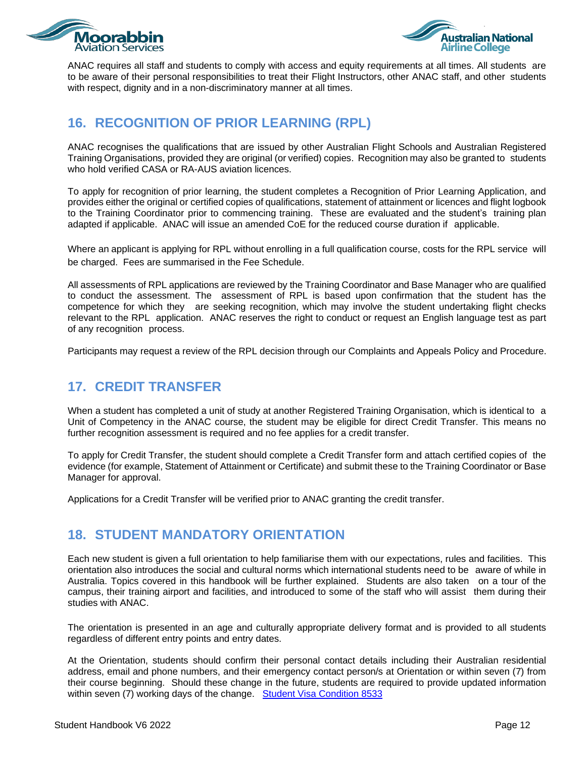ANAC requires all staff and students to comply with access and equity requirements at all times. All students are to be aware of their personal responsibilities to treat their Flight Instructors, other ANAC staff, and other students with respect, dignity and in a non-discriminatory manner at all times.

## 16. RECOGNITION OF PRIOR LEARNING (RPL)

ANAC recognises the qualifications that are issued by other Australian Flight Schools and Australian Registered Training Organisations, provided they are original (or verified) copies. Recognition may also be granted to students who hold verified CASA or RA-AUS aviation licences.

To apply for recognition of prior learning, the student completes a Recognition of Prior Learning Application, and provides either the original or certified copies of qualifications, statement of attainment or licences and flight logbook to the Training Coordinator prior to commencing training. These are evaluated and the student's training plan adapted if applicable. ANAC will issue an amended CoE for the reduced course duration if applicable.

Where an applicant is applying for RPL without enrolling in a full qualification course, costs for the RPL service will be charged. Fees are summarised in the Fee Schedule.

All assessments of RPL applications are reviewed by the Training Coordinator and Base Manager who are qualified to conduct the assessment. The assessment of RPL is based upon confirmation that the student has the competence for which they are seeking recognition, which may involve the student undertaking flight checks relevant to the RPL application. ANAC reserves the right to conduct or request an English language test as part of any recognition process.

Participants may request a review of the RPL decision through our Complaints and Appeals Policy and Procedure.

## 17. CREDIT TRANSFER

When a student has completed a unit of study at another Registered Training Organisation, which is identical to a Unit of Competency in the ANAC course, the student may be eligible for direct Credit Transfer. This means no further recognition assessment is required and no fee applies for a credit transfer.

To apply for Credit Transfer, the student should complete a Credit Transfer form and attach certified copies of the evidence (for example, Statement of Attainment or Certificate) and submit these to the Training Coordinator or Base Manager for approval.

Applications for a Credit Transfer will be verified prior to ANAC granting the credit transfer.

## 18. STUDENT MANDATORY ORIENTATION

Each new student is given a full orientation to help familiarise them with our expectations, rules and facilities. This orientation also introduces the social and cultural norms which international students need to be aware of while in Australia. Topics covered in this handbook will be further explained. Students are also taken on a tour of the campus, their training airport and facilities, and introduced to some of the staff who will assist them during their studies with ANAC.

The orientation is presented in an age and culturally appropriate delivery format and is provided to all students regardless of different entry points and entry dates.

At the Orientation, students should confirm their personal contact details including their Australian residential address, email and phone numbers, and their emergency contact person/s at Orientation or within seven (7) from their course beginning. Should these change in the future, students are required to provide updated information within seven (7) working days of the change. [Student Visa Condition 8533]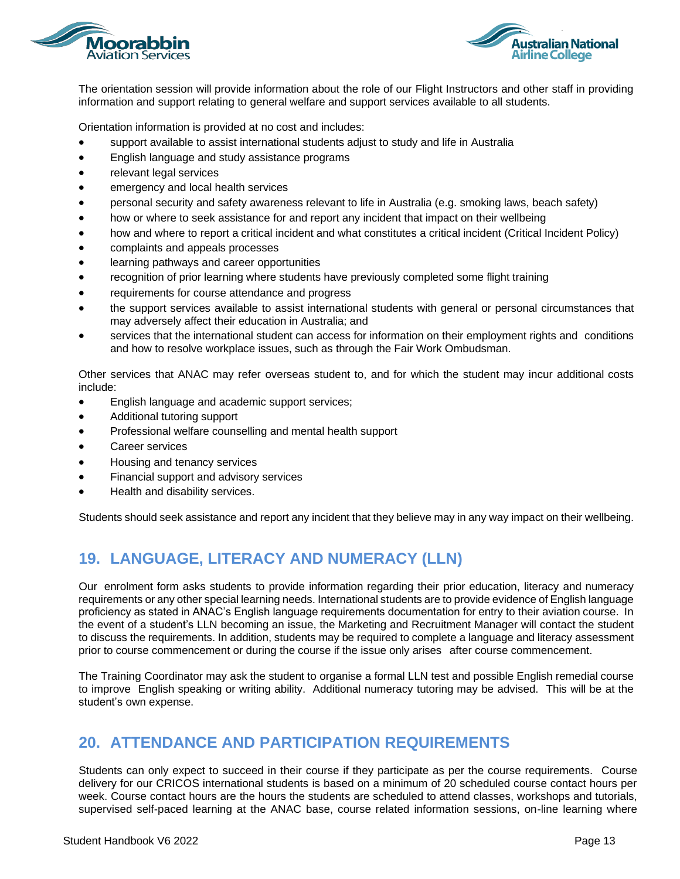The orientation session will provide information about the role of our Flight Instructors and other staff in providing information and support relating to general welfare and support services available to all students.

Orientation information is provided at no cost and includes:

- support available to assist international students adjust to study and life in Australia
- English language and study assistance programs
- relevant legal services
- emergency and local health services
- personal security and safety awareness relevant to life in Australia (e.g. smoking laws, beach safety)
- how or where to seek assistance for and report any incident that impact on their wellbeing
- how and where to report a critical incident and what constitutes a critical incident (Critical Incident Policy)
- complaints and appeals processes
- learning pathways and career opportunities
- recognition of prior learning where students have previously completed some flight training
- requirements for course attendance and progress
- the support services available to assist international students with general or personal circumstances that may adversely affect their education in Australia; and
- services that the international student can access for information on their employment rights and conditions and how to resolve workplace issues, such as through the Fair Work Ombudsman.

Other services that ANAC may refer overseas student to, and for which the student may incur additional costs include:

- English language and academic support services;
- Additional tutoring support
- Professional welfare counselling and mental health support
- Career services
- Housing and tenancy services
- Financial support and advisory services
- Health and disability services.

Students should seek assistance and report any incident that they believe may in any way impact on their wellbeing.

## 19. LANGUAGE, LITERACY AND NUMERACY (LLN)

Our enrolment form asks students to provide information regarding their prior education, literacy and numeracy requirements or any other special learning needs. International students are to provide evidence of English language proficiency as stated in ANAC's English language requirements documentation for entry to their aviation course. In the event of a student's LLN becoming an issue, the Marketing and Recruitment Manager will contact the student to discuss the requirements. In addition, students may be required to complete a language and literacy assessment prior to course commencement or during the course if the issue only arises after course commencement.

The Training Coordinator may ask the student to organise a formal LLN test and possible English remedial course to improve English speaking or writing ability. Additional numeracy tutoring may be advised. This will be at the student's own expense.

## 20. ATTENDANCE AND PARTICIPATION REQUIREMENTS

Students can only expect to succeed in their course if they participate as per the course requirements. Course delivery for our CRICOS international students is based on a minimum of 20 scheduled course contact hours per week. Course contact hours are the hours the students are scheduled to attend classes, workshops and tutorials, supervised self-paced learning at the ANAC base, course related information sessions, on-line learning where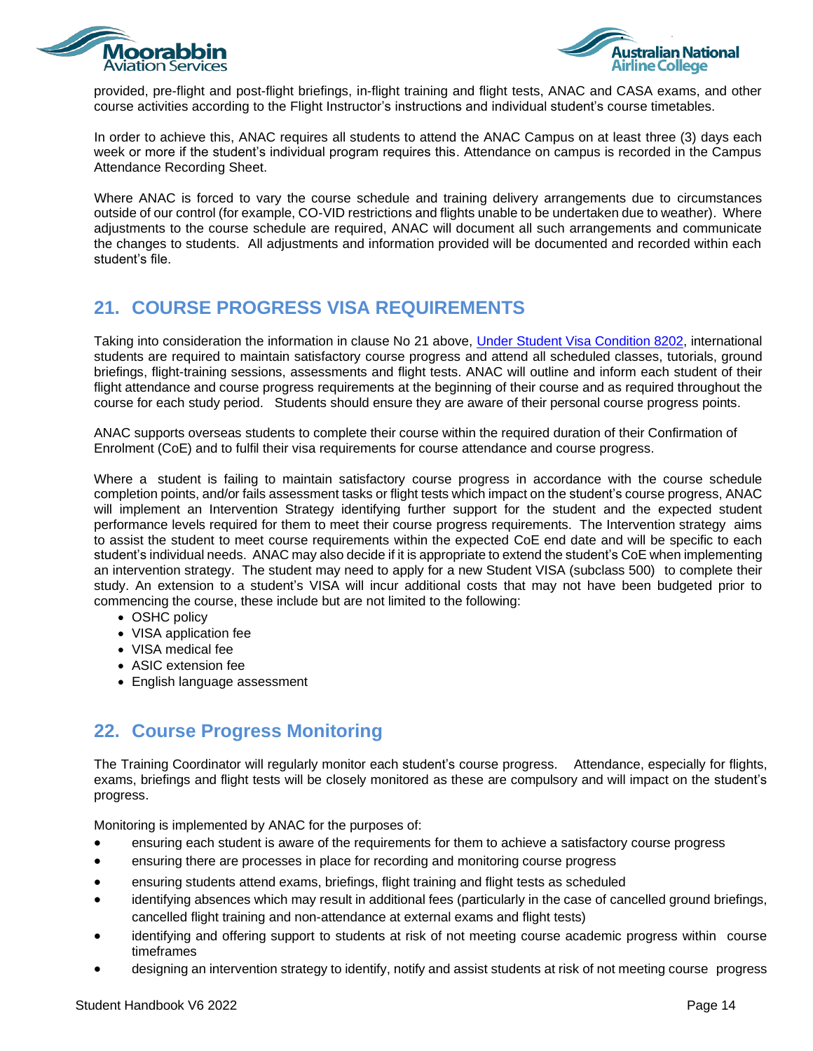provided, pre-flight and post-flight briefings, in-flight training and flight tests, ANAC and CASA exams, and other course activities according to the Flight Instructor's instructions and individual student's course timetables.

In order to achieve this, ANAC requires all students to attend the ANAC Campus on at least three (3) days each week or more if the student's individual program requires this. Attendance on campus is recorded in the Campus Attendance Recording Sheet.

Where ANAC is forced to vary the course schedule and training delivery arrangements due to circumstances outside of our control (for example, CO-VID restrictions and flights unable to be undertaken due to weather). Where adjustments to the course schedule are required, ANAC will document all such arrangements and communicate the changes to students. All adjustments and information provided will be documented and recorded within each student's file.

## 21. COURSE PROGRESS VISA REQUIREMENTS

Taking into consideration the information in clause No 21 above, [Under Student Visa Condition 8202](), international students are required to maintain satisfactory course progress and attend all scheduled classes, tutorials, ground briefings, flight-training sessions, assessments and flight tests. ANAC will outline and inform each student of their flight attendance and course progress requirements at the beginning of their course and as required throughout the course for each study period. Students should ensure they are aware of their personal course progress points.

ANAC supports overseas students to complete their course within the required duration of their Confirmation of Enrolment (CoE) and to fulfil their visa requirements for course attendance and course progress.

Where a student is failing to maintain satisfactory course progress in accordance with the course schedule completion points, and/or fails assessment tasks or flight tests which impact on the student's course progress, ANAC will implement an Intervention Strategy identifying further support for the student and the expected student performance levels required for them to meet their course progress requirements. The Intervention strategy aims to assist the student to meet course requirements within the expected CoE end date and will be specific to each student's individual needs. ANAC may also decide if it is appropriate to extend the student's CoE when implementing an intervention strategy. The student may need to apply for a new Student VISA (subclass 500) to complete their study. An extension to a student's VISA will incur additional costs that may not have been budgeted prior to commencing the course, these include but are not limited to the following:

- OSHC policy
- VISA application fee
- VISA medical fee
- ASIC extension fee
- English language assessment

## 22. Course Progress Monitoring

The Training Coordinator will regularly monitor each student's course progress. Attendance, especially for flights, exams, briefings and flight tests will be closely monitored as these are compulsory and will impact on the student's progress.

Monitoring is implemented by ANAC for the purposes of:

- ensuring each student is aware of the requirements for them to achieve a satisfactory course progress
- ensuring there are processes in place for recording and monitoring course progress
- ensuring students attend exams, briefings, flight training and flight tests as scheduled
- identifying absences which may result in additional fees (particularly in the case of cancelled ground briefings, cancelled flight training and non-attendance at external exams and flight tests)
- identifying and offering support to students at risk of not meeting course academic progress within course timeframes
- designing an intervention strategy to identify, notify and assist students at risk of not meeting course progress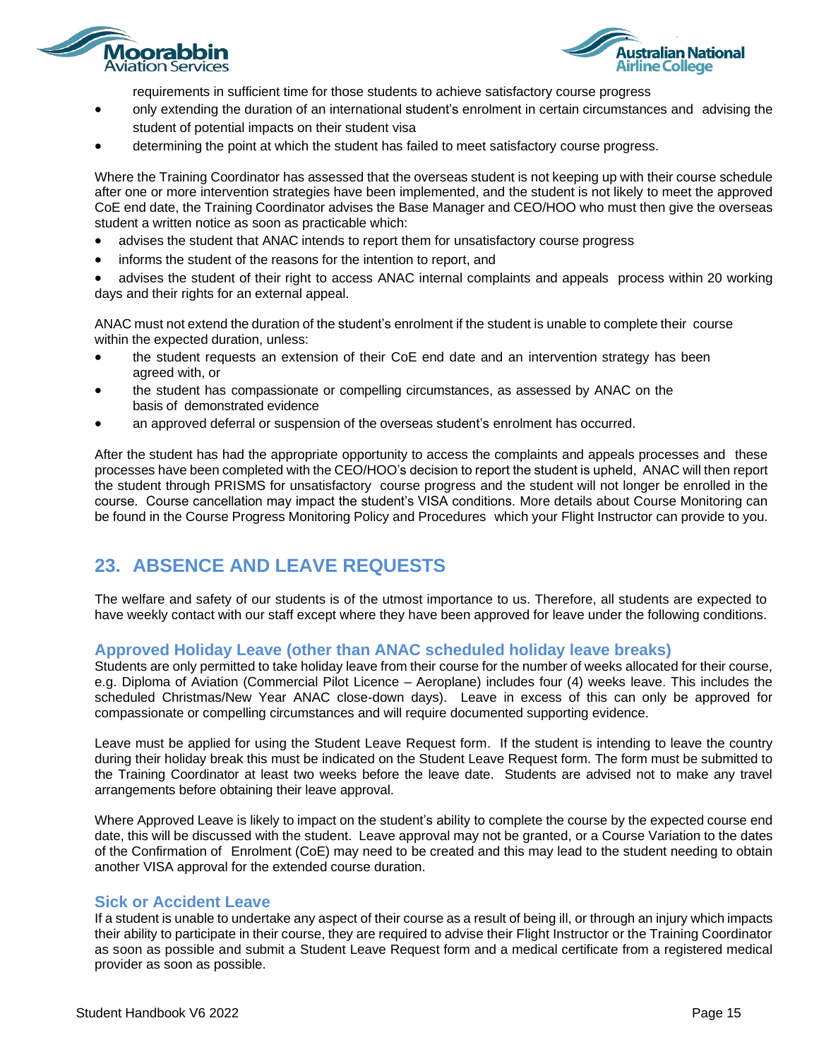requirements in sufficient time for those students to achieve satisfactory course progress

- only extending the duration of an international student's enrolment in certain circumstances and advising the student of potential impacts on their student visa
- determining the point at which the student has failed to meet satisfactory course progress.

Where the Training Coordinator has assessed that the overseas student is not keeping up with their course schedule after one or more intervention strategies have been implemented, and the student is not likely to meet the approved CoE end date, the Training Coordinator advises the Base Manager and CEO/HOO who must then give the overseas student a written notice as soon as practicable which:

- advises the student that ANAC intends to report them for unsatisfactory course progress
- informs the student of the reasons for the intention to report, and
- advises the student of their right to access ANAC internal complaints and appeals process within 20 working days and their rights for an external appeal.

ANAC must not extend the duration of the student's enrolment if the student is unable to complete their course within the expected duration, unless:

- the student requests an extension of their CoE end date and an intervention strategy has been agreed with, or
- the student has compassionate or compelling circumstances, as assessed by ANAC on the basis of demonstrated evidence
- an approved deferral or suspension of the overseas student's enrolment has occurred.

After the student has had the appropriate opportunity to access the complaints and appeals processes and these processes have been completed with the CEO/HOO's decision to report the student is upheld, ANAC will then report the student through PRISMS for unsatisfactory course progress and the student will not longer be enrolled in the course. Course cancellation may impact the student's VISA conditions. More details about Course Monitoring can be found in the Course Progress Monitoring Policy and Procedures which your Flight Instructor can provide to you.

## 23. ABSENCE AND LEAVE REQUESTS

The welfare and safety of our students is of the utmost importance to us. Therefore, all students are expected to have weekly contact with our staff except where they have been approved for leave under the following conditions.

### Approved Holiday Leave (other than ANAC scheduled holiday leave breaks)

Students are only permitted to take holiday leave from their course for the number of weeks allocated for their course, e.g. Diploma of Aviation (Commercial Pilot Licence – Aeroplane) includes four (4) weeks leave. This includes the scheduled Christmas/New Year ANAC close-down days). Leave in excess of this can only be approved for compassionate or compelling circumstances and will require documented supporting evidence.

Leave must be applied for using the Student Leave Request form. If the student is intending to leave the country during their holiday break this must be indicated on the Student Leave Request form. The form must be submitted to the Training Coordinator at least two weeks before the leave date. Students are advised not to make any travel arrangements before obtaining their leave approval.

Where Approved Leave is likely to impact on the student's ability to complete the course by the expected course end date, this will be discussed with the student. Leave approval may not be granted, or a Course Variation to the dates of the Confirmation of Enrolment (CoE) may need to be created and this may lead to the student needing to obtain another VISA approval for the extended course duration.

### Sick or Accident Leave

If a student is unable to undertake any aspect of their course as a result of being ill, or through an injury which impacts their ability to participate in their course, they are required to advise their Flight Instructor or the Training Coordinator as soon as possible and submit a Student Leave Request form and a medical certificate from a registered medical provider as soon as possible.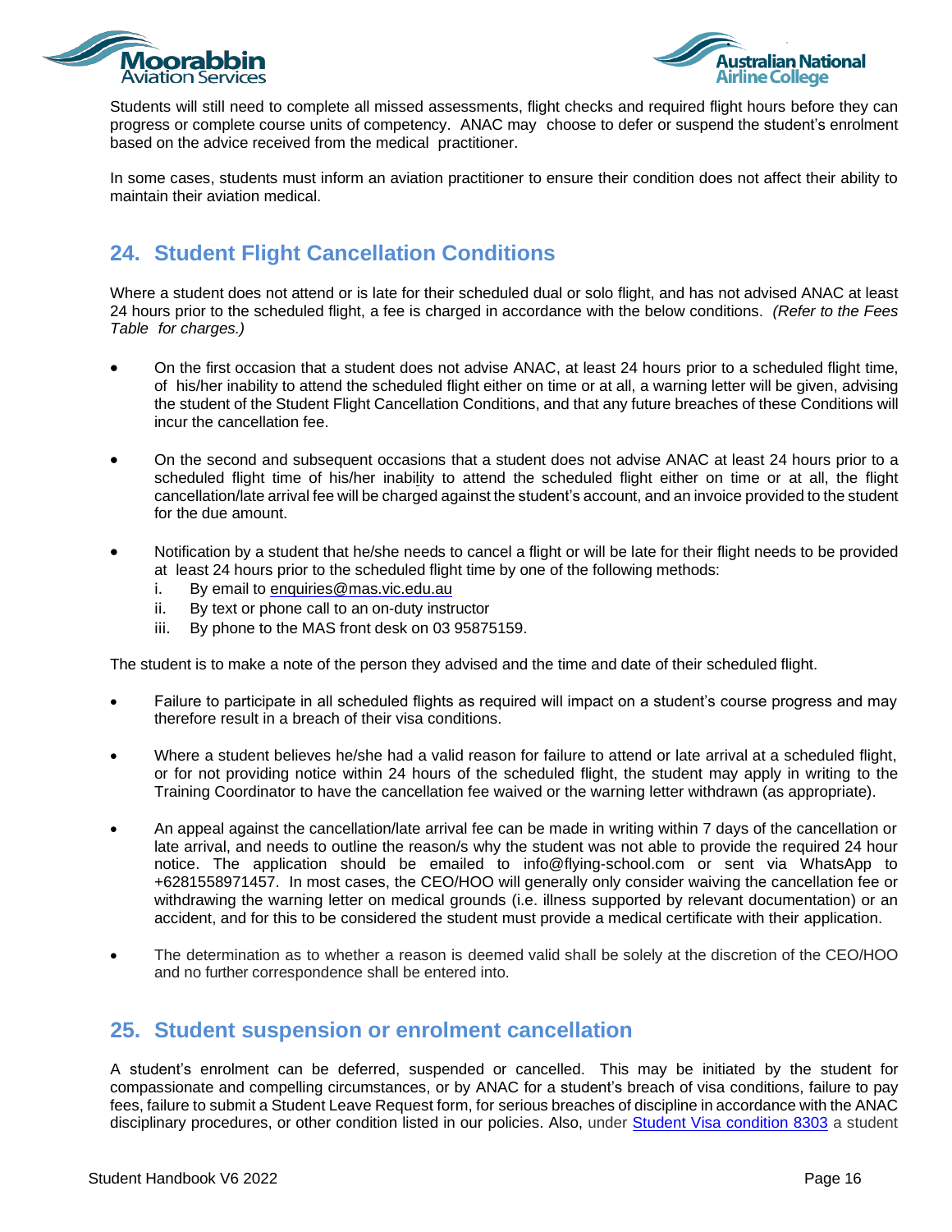Students will still need to complete all missed assessments, flight checks and required flight hours before they can progress or complete course units of competency. ANAC may choose to defer or suspend the student's enrolment based on the advice received from the medical practitioner.

In some cases, students must inform an aviation practitioner to ensure their condition does not affect their ability to maintain their aviation medical.

## 24. Student Flight Cancellation Conditions

Where a student does not attend or is late for their scheduled dual or solo flight, and has not advised ANAC at least 24 hours prior to the scheduled flight, a fee is charged in accordance with the below conditions. *(Refer to the Fees Table for charges.)*

- On the first occasion that a student does not advise ANAC, at least 24 hours prior to a scheduled flight time, of his/her inability to attend the scheduled flight either on time or at all, a warning letter will be given, advising the student of the Student Flight Cancellation Conditions, and that any future breaches of these Conditions will incur the cancellation fee.

- On the second and subsequent occasions that a student does not advise ANAC at least 24 hours prior to a scheduled flight time of his/her inability to attend the scheduled flight either on time or at all, the flight cancellation/late arrival fee will be charged against the student's account, and an invoice provided to the student for the due amount.

- Notification by a student that he/she needs to cancel a flight or will be late for their flight needs to be provided at least 24 hours prior to the scheduled flight time by one of the following methods:
  - i. By email to enquiries@mas.vic.edu.au
  - ii. By text or phone call to an on-duty instructor
  - iii. By phone to the MAS front desk on 03 95875159.

The student is to make a note of the person they advised and the time and date of their scheduled flight.

- Failure to participate in all scheduled flights as required will impact on a student's course progress and may therefore result in a breach of their visa conditions.

- Where a student believes he/she had a valid reason for failure to attend or late arrival at a scheduled flight, or for not providing notice within 24 hours of the scheduled flight, the student may apply in writing to the Training Coordinator to have the cancellation fee waived or the warning letter withdrawn (as appropriate).

- An appeal against the cancellation/late arrival fee can be made in writing within 7 days of the cancellation or late arrival, and needs to outline the reason/s why the student was not able to provide the required 24 hour notice. The application should be emailed to info@flying-school.com or sent via WhatsApp to +6281558971457. In most cases, the CEO/HOO will generally only consider waiving the cancellation fee or withdrawing the warning letter on medical grounds (i.e. illness supported by relevant documentation) or an accident, and for this to be considered the student must provide a medical certificate with their application.

- The determination as to whether a reason is deemed valid shall be solely at the discretion of the CEO/HOO and no further correspondence shall be entered into.

## 25. Student suspension or enrolment cancellation

A student's enrolment can be deferred, suspended or cancelled. This may be initiated by the student for compassionate and compelling circumstances, or by ANAC for a student's breach of visa conditions, failure to pay fees, failure to submit a Student Leave Request form, for serious breaches of discipline in accordance with the ANAC disciplinary procedures, or other condition listed in our policies. Also, under Student Visa condition 8303 a student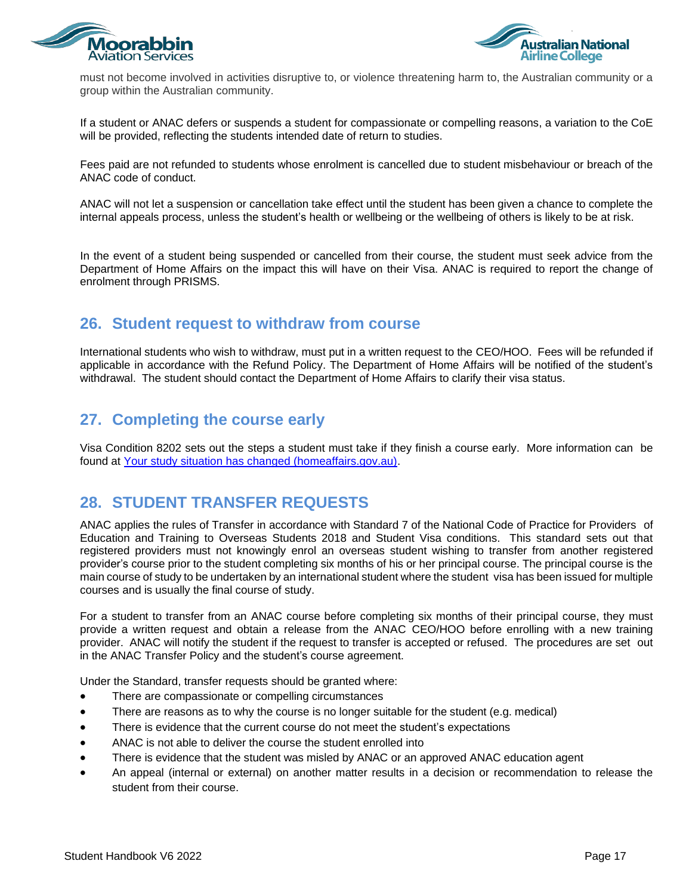must not become involved in activities disruptive to, or violence threatening harm to, the Australian community or a group within the Australian community.

If a student or ANAC defers or suspends a student for compassionate or compelling reasons, a variation to the CoE will be provided, reflecting the students intended date of return to studies.

Fees paid are not refunded to students whose enrolment is cancelled due to student misbehaviour or breach of the ANAC code of conduct.

ANAC will not let a suspension or cancellation take effect until the student has been given a chance to complete the internal appeals process, unless the student's health or wellbeing or the wellbeing of others is likely to be at risk.

In the event of a student being suspended or cancelled from their course, the student must seek advice from the Department of Home Affairs on the impact this will have on their Visa. ANAC is required to report the change of enrolment through PRISMS.

## 26. Student request to withdraw from course

International students who wish to withdraw, must put in a written request to the CEO/HOO. Fees will be refunded if applicable in accordance with the Refund Policy. The Department of Home Affairs will be notified of the student's withdrawal. The student should contact the Department of Home Affairs to clarify their visa status.

## 27. Completing the course early

Visa Condition 8202 sets out the steps a student must take if they finish a course early. More information can be found at [Your study situation has changed (homeaffairs.gov.au)](homeaffairs.gov.au).

## 28. STUDENT TRANSFER REQUESTS

ANAC applies the rules of Transfer in accordance with Standard 7 of the National Code of Practice for Providers of Education and Training to Overseas Students 2018 and Student Visa conditions. This standard sets out that registered providers must not knowingly enrol an overseas student wishing to transfer from another registered provider's course prior to the student completing six months of his or her principal course. The principal course is the main course of study to be undertaken by an international student where the student visa has been issued for multiple courses and is usually the final course of study.

For a student to transfer from an ANAC course before completing six months of their principal course, they must provide a written request and obtain a release from the ANAC CEO/HOO before enrolling with a new training provider. ANAC will notify the student if the request to transfer is accepted or refused. The procedures are set out in the ANAC Transfer Policy and the student's course agreement.

Under the Standard, transfer requests should be granted where:

- There are compassionate or compelling circumstances
- There are reasons as to why the course is no longer suitable for the student (e.g. medical)
- There is evidence that the current course do not meet the student's expectations
- ANAC is not able to deliver the course the student enrolled into
- There is evidence that the student was misled by ANAC or an approved ANAC education agent
- An appeal (internal or external) on another matter results in a decision or recommendation to release the student from their course.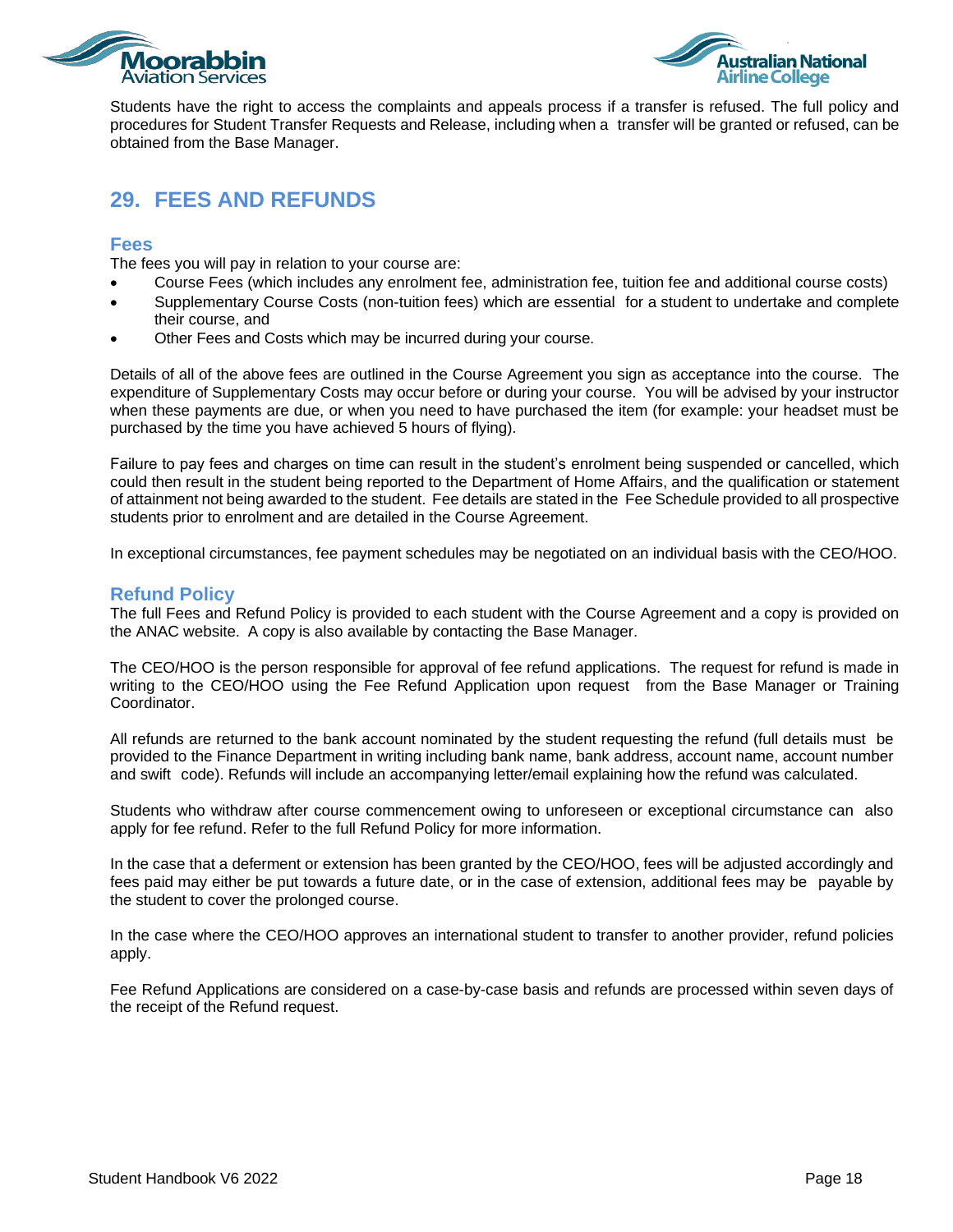Students have the right to access the complaints and appeals process if a transfer is refused. The full policy and procedures for Student Transfer Requests and Release, including when a transfer will be granted or refused, can be obtained from the Base Manager.

## 29. FEES AND REFUNDS

### Fees

The fees you will pay in relation to your course are:

- Course Fees (which includes any enrolment fee, administration fee, tuition fee and additional course costs)
- Supplementary Course Costs (non-tuition fees) which are essential for a student to undertake and complete their course, and
- Other Fees and Costs which may be incurred during your course.

Details of all of the above fees are outlined in the Course Agreement you sign as acceptance into the course. The expenditure of Supplementary Costs may occur before or during your course. You will be advised by your instructor when these payments are due, or when you need to have purchased the item (for example: your headset must be purchased by the time you have achieved 5 hours of flying).

Failure to pay fees and charges on time can result in the student's enrolment being suspended or cancelled, which could then result in the student being reported to the Department of Home Affairs, and the qualification or statement of attainment not being awarded to the student. Fee details are stated in the Fee Schedule provided to all prospective students prior to enrolment and are detailed in the Course Agreement.

In exceptional circumstances, fee payment schedules may be negotiated on an individual basis with the CEO/HOO.

### Refund Policy

The full Fees and Refund Policy is provided to each student with the Course Agreement and a copy is provided on the ANAC website. A copy is also available by contacting the Base Manager.

The CEO/HOO is the person responsible for approval of fee refund applications. The request for refund is made in writing to the CEO/HOO using the Fee Refund Application upon request from the Base Manager or Training Coordinator.

All refunds are returned to the bank account nominated by the student requesting the refund (full details must be provided to the Finance Department in writing including bank name, bank address, account name, account number and swift code). Refunds will include an accompanying letter/email explaining how the refund was calculated.

Students who withdraw after course commencement owing to unforeseen or exceptional circumstance can also apply for fee refund. Refer to the full Refund Policy for more information.

In the case that a deferment or extension has been granted by the CEO/HOO, fees will be adjusted accordingly and fees paid may either be put towards a future date, or in the case of extension, additional fees may be payable by the student to cover the prolonged course.

In the case where the CEO/HOO approves an international student to transfer to another provider, refund policies apply.

Fee Refund Applications are considered on a case-by-case basis and refunds are processed within seven days of the receipt of the Refund request.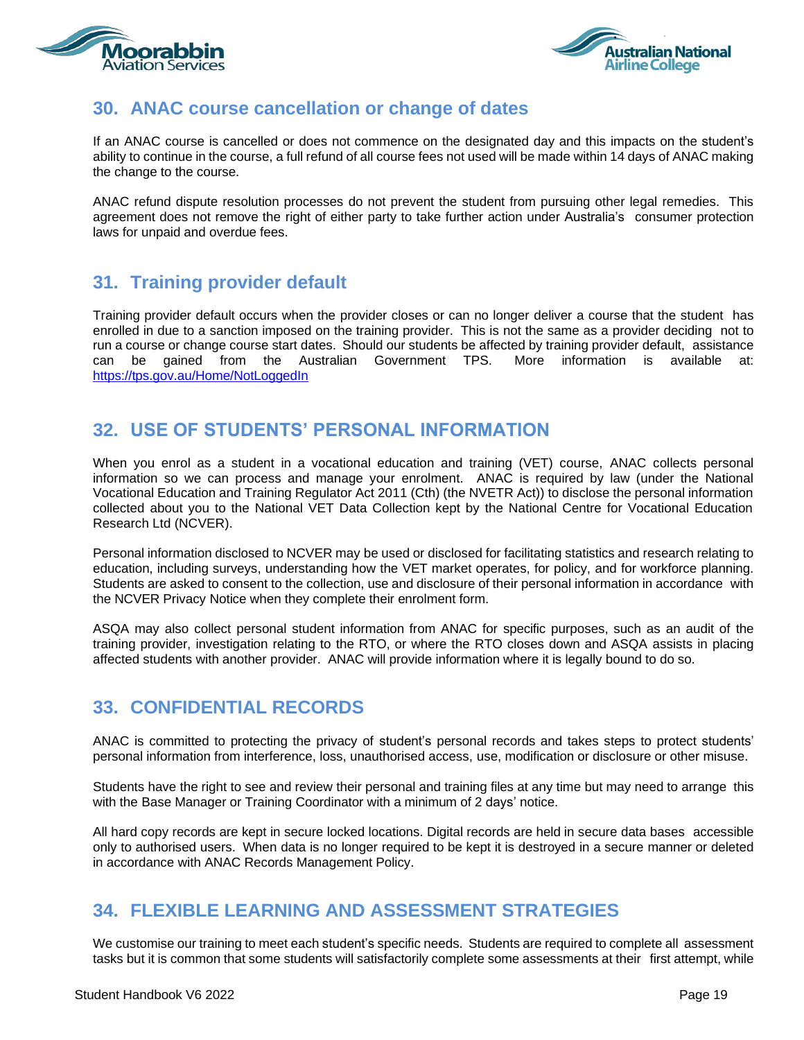## 30. ANAC course cancellation or change of dates

If an ANAC course is cancelled or does not commence on the designated day and this impacts on the student's ability to continue in the course, a full refund of all course fees not used will be made within 14 days of ANAC making the change to the course.

ANAC refund dispute resolution processes do not prevent the student from pursuing other legal remedies. This agreement does not remove the right of either party to take further action under Australia's consumer protection laws for unpaid and overdue fees.

## 31. Training provider default

Training provider default occurs when the provider closes or can no longer deliver a course that the student has enrolled in due to a sanction imposed on the training provider. This is not the same as a provider deciding not to run a course or change course start dates. Should our students be affected by training provider default, assistance can be gained from the Australian Government TPS. More information is available at: https://tps.gov.au/Home/NotLoggedIn

## 32. USE OF STUDENTS' PERSONAL INFORMATION

When you enrol as a student in a vocational education and training (VET) course, ANAC collects personal information so we can process and manage your enrolment. ANAC is required by law (under the National Vocational Education and Training Regulator Act 2011 (Cth) (the NVETR Act)) to disclose the personal information collected about you to the National VET Data Collection kept by the National Centre for Vocational Education Research Ltd (NCVER).

Personal information disclosed to NCVER may be used or disclosed for facilitating statistics and research relating to education, including surveys, understanding how the VET market operates, for policy, and for workforce planning. Students are asked to consent to the collection, use and disclosure of their personal information in accordance with the NCVER Privacy Notice when they complete their enrolment form.

ASQA may also collect personal student information from ANAC for specific purposes, such as an audit of the training provider, investigation relating to the RTO, or where the RTO closes down and ASQA assists in placing affected students with another provider. ANAC will provide information where it is legally bound to do so.

## 33. CONFIDENTIAL RECORDS

ANAC is committed to protecting the privacy of student's personal records and takes steps to protect students' personal information from interference, loss, unauthorised access, use, modification or disclosure or other misuse.

Students have the right to see and review their personal and training files at any time but may need to arrange this with the Base Manager or Training Coordinator with a minimum of 2 days' notice.

All hard copy records are kept in secure locked locations. Digital records are held in secure data bases accessible only to authorised users. When data is no longer required to be kept it is destroyed in a secure manner or deleted in accordance with ANAC Records Management Policy.

## 34. FLEXIBLE LEARNING AND ASSESSMENT STRATEGIES

We customise our training to meet each student's specific needs. Students are required to complete all assessment tasks but it is common that some students will satisfactorily complete some assessments at their first attempt, while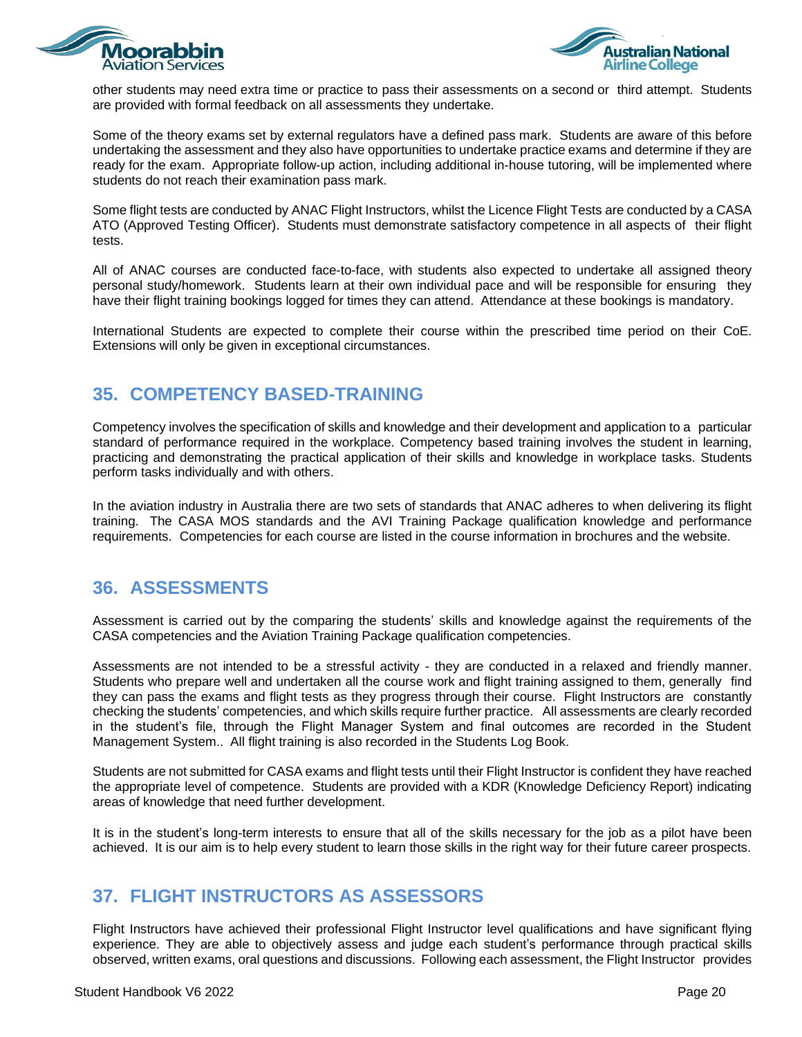other students may need extra time or practice to pass their assessments on a second or third attempt. Students are provided with formal feedback on all assessments they undertake.

Some of the theory exams set by external regulators have a defined pass mark. Students are aware of this before undertaking the assessment and they also have opportunities to undertake practice exams and determine if they are ready for the exam. Appropriate follow-up action, including additional in-house tutoring, will be implemented where students do not reach their examination pass mark.

Some flight tests are conducted by ANAC Flight Instructors, whilst the Licence Flight Tests are conducted by a CASA ATO (Approved Testing Officer). Students must demonstrate satisfactory competence in all aspects of their flight tests.

All of ANAC courses are conducted face-to-face, with students also expected to undertake all assigned theory personal study/homework. Students learn at their own individual pace and will be responsible for ensuring they have their flight training bookings logged for times they can attend. Attendance at these bookings is mandatory.

International Students are expected to complete their course within the prescribed time period on their CoE. Extensions will only be given in exceptional circumstances.

## 35. COMPETENCY BASED-TRAINING

Competency involves the specification of skills and knowledge and their development and application to a particular standard of performance required in the workplace. Competency based training involves the student in learning, practicing and demonstrating the practical application of their skills and knowledge in workplace tasks. Students perform tasks individually and with others.

In the aviation industry in Australia there are two sets of standards that ANAC adheres to when delivering its flight training. The CASA MOS standards and the AVI Training Package qualification knowledge and performance requirements. Competencies for each course are listed in the course information in brochures and the website.

## 36. ASSESSMENTS

Assessment is carried out by the comparing the students' skills and knowledge against the requirements of the CASA competencies and the Aviation Training Package qualification competencies.

Assessments are not intended to be a stressful activity - they are conducted in a relaxed and friendly manner. Students who prepare well and undertaken all the course work and flight training assigned to them, generally find they can pass the exams and flight tests as they progress through their course. Flight Instructors are constantly checking the students' competencies, and which skills require further practice. All assessments are clearly recorded in the student's file, through the Flight Manager System and final outcomes are recorded in the Student Management System.. All flight training is also recorded in the Students Log Book.

Students are not submitted for CASA exams and flight tests until their Flight Instructor is confident they have reached the appropriate level of competence. Students are provided with a KDR (Knowledge Deficiency Report) indicating areas of knowledge that need further development.

It is in the student's long-term interests to ensure that all of the skills necessary for the job as a pilot have been achieved. It is our aim is to help every student to learn those skills in the right way for their future career prospects.

## 37. FLIGHT INSTRUCTORS AS ASSESSORS

Flight Instructors have achieved their professional Flight Instructor level qualifications and have significant flying experience. They are able to objectively assess and judge each student's performance through practical skills observed, written exams, oral questions and discussions. Following each assessment, the Flight Instructor provides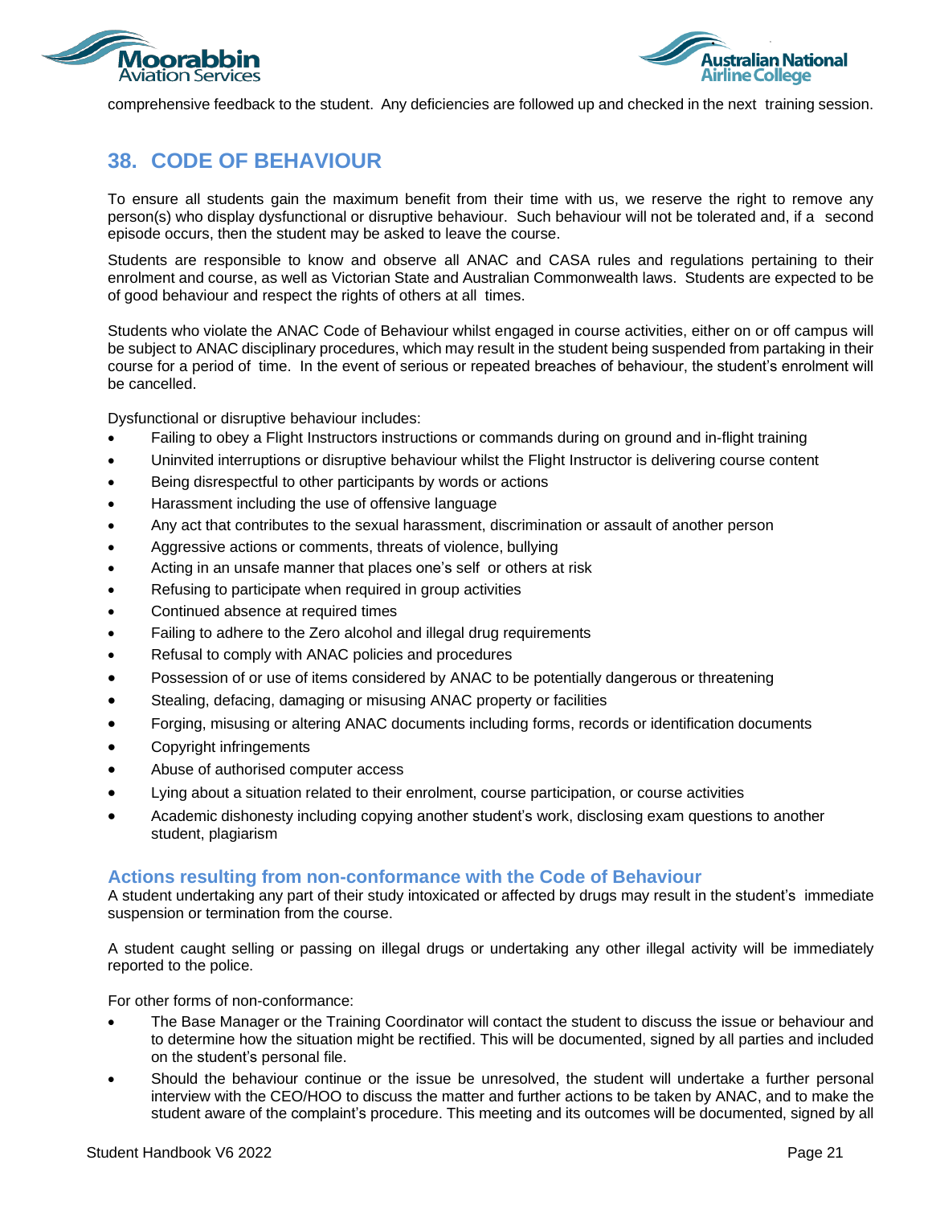comprehensive feedback to the student. Any deficiencies are followed up and checked in the next training session.

## 38. CODE OF BEHAVIOUR

To ensure all students gain the maximum benefit from their time with us, we reserve the right to remove any person(s) who display dysfunctional or disruptive behaviour. Such behaviour will not be tolerated and, if a second episode occurs, then the student may be asked to leave the course.

Students are responsible to know and observe all ANAC and CASA rules and regulations pertaining to their enrolment and course, as well as Victorian State and Australian Commonwealth laws. Students are expected to be of good behaviour and respect the rights of others at all times.

Students who violate the ANAC Code of Behaviour whilst engaged in course activities, either on or off campus will be subject to ANAC disciplinary procedures, which may result in the student being suspended from partaking in their course for a period of time. In the event of serious or repeated breaches of behaviour, the student's enrolment will be cancelled.

Dysfunctional or disruptive behaviour includes:

- Failing to obey a Flight Instructors instructions or commands during on ground and in-flight training
- Uninvited interruptions or disruptive behaviour whilst the Flight Instructor is delivering course content
- Being disrespectful to other participants by words or actions
- Harassment including the use of offensive language
- Any act that contributes to the sexual harassment, discrimination or assault of another person
- Aggressive actions or comments, threats of violence, bullying
- Acting in an unsafe manner that places one's self or others at risk
- Refusing to participate when required in group activities
- Continued absence at required times
- Failing to adhere to the Zero alcohol and illegal drug requirements
- Refusal to comply with ANAC policies and procedures
- Possession of or use of items considered by ANAC to be potentially dangerous or threatening
- Stealing, defacing, damaging or misusing ANAC property or facilities
- Forging, misusing or altering ANAC documents including forms, records or identification documents
- Copyright infringements
- Abuse of authorised computer access
- Lying about a situation related to their enrolment, course participation, or course activities
- Academic dishonesty including copying another student's work, disclosing exam questions to another student, plagiarism

### Actions resulting from non-conformance with the Code of Behaviour

A student undertaking any part of their study intoxicated or affected by drugs may result in the student's immediate suspension or termination from the course.

A student caught selling or passing on illegal drugs or undertaking any other illegal activity will be immediately reported to the police.

For other forms of non-conformance:

- The Base Manager or the Training Coordinator will contact the student to discuss the issue or behaviour and to determine how the situation might be rectified. This will be documented, signed by all parties and included on the student's personal file.
- Should the behaviour continue or the issue be unresolved, the student will undertake a further personal interview with the CEO/HOO to discuss the matter and further actions to be taken by ANAC, and to make the student aware of the complaint's procedure. This meeting and its outcomes will be documented, signed by all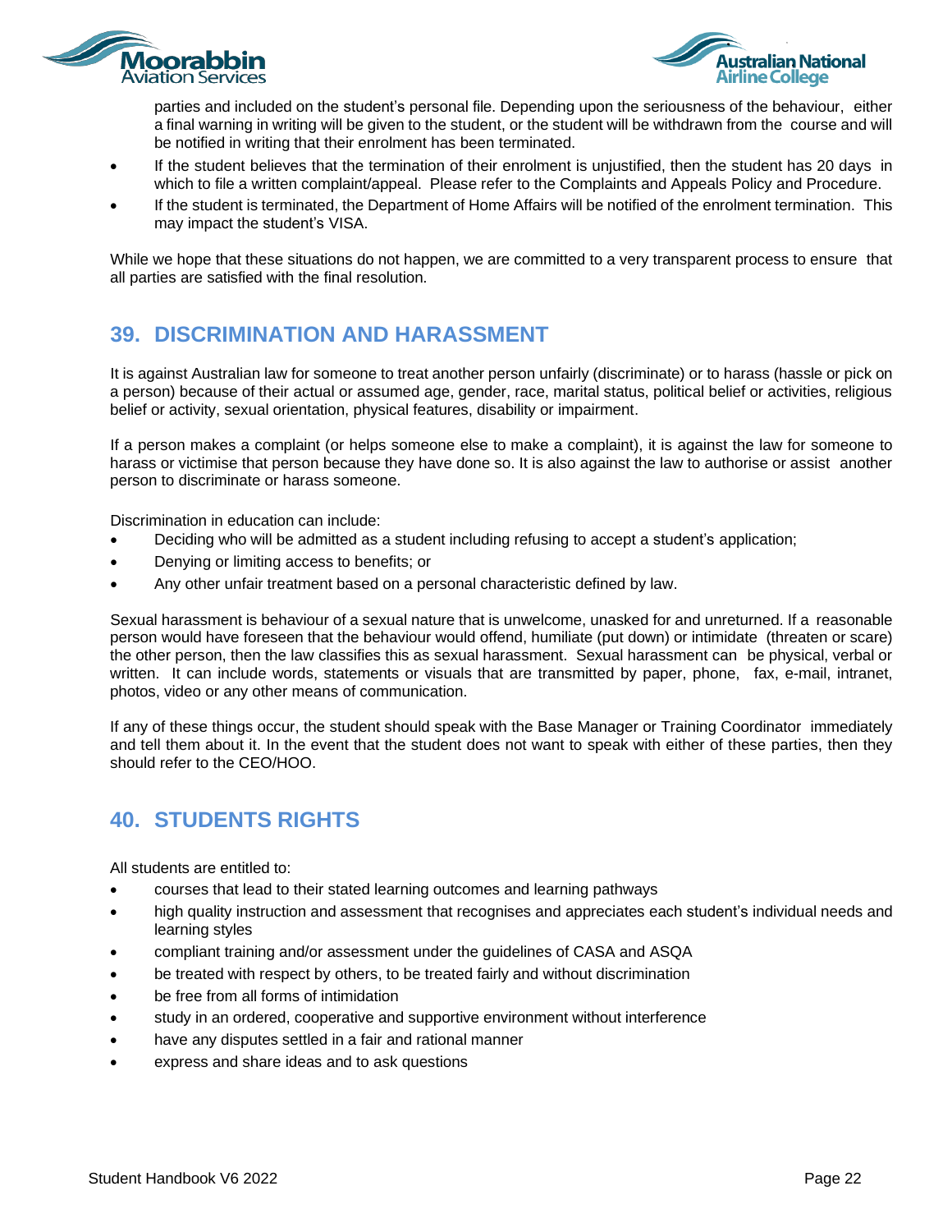parties and included on the student's personal file. Depending upon the seriousness of the behaviour, either a final warning in writing will be given to the student, or the student will be withdrawn from the course and will be notified in writing that their enrolment has been terminated.

- If the student believes that the termination of their enrolment is unjustified, then the student has 20 days in which to file a written complaint/appeal. Please refer to the Complaints and Appeals Policy and Procedure.
- If the student is terminated, the Department of Home Affairs will be notified of the enrolment termination. This may impact the student's VISA.

While we hope that these situations do not happen, we are committed to a very transparent process to ensure that all parties are satisfied with the final resolution.

## 39. DISCRIMINATION AND HARASSMENT

It is against Australian law for someone to treat another person unfairly (discriminate) or to harass (hassle or pick on a person) because of their actual or assumed age, gender, race, marital status, political belief or activities, religious belief or activity, sexual orientation, physical features, disability or impairment.

If a person makes a complaint (or helps someone else to make a complaint), it is against the law for someone to harass or victimise that person because they have done so. It is also against the law to authorise or assist another person to discriminate or harass someone.

Discrimination in education can include:

- Deciding who will be admitted as a student including refusing to accept a student's application;
- Denying or limiting access to benefits; or
- Any other unfair treatment based on a personal characteristic defined by law.

Sexual harassment is behaviour of a sexual nature that is unwelcome, unasked for and unreturned. If a reasonable person would have foreseen that the behaviour would offend, humiliate (put down) or intimidate (threaten or scare) the other person, then the law classifies this as sexual harassment. Sexual harassment can be physical, verbal or written. It can include words, statements or visuals that are transmitted by paper, phone, fax, e-mail, intranet, photos, video or any other means of communication.

If any of these things occur, the student should speak with the Base Manager or Training Coordinator immediately and tell them about it. In the event that the student does not want to speak with either of these parties, then they should refer to the CEO/HOO.

## 40. STUDENTS RIGHTS

All students are entitled to:

- courses that lead to their stated learning outcomes and learning pathways
- high quality instruction and assessment that recognises and appreciates each student's individual needs and learning styles
- compliant training and/or assessment under the guidelines of CASA and ASQA
- be treated with respect by others, to be treated fairly and without discrimination
- be free from all forms of intimidation
- study in an ordered, cooperative and supportive environment without interference
- have any disputes settled in a fair and rational manner
- express and share ideas and to ask questions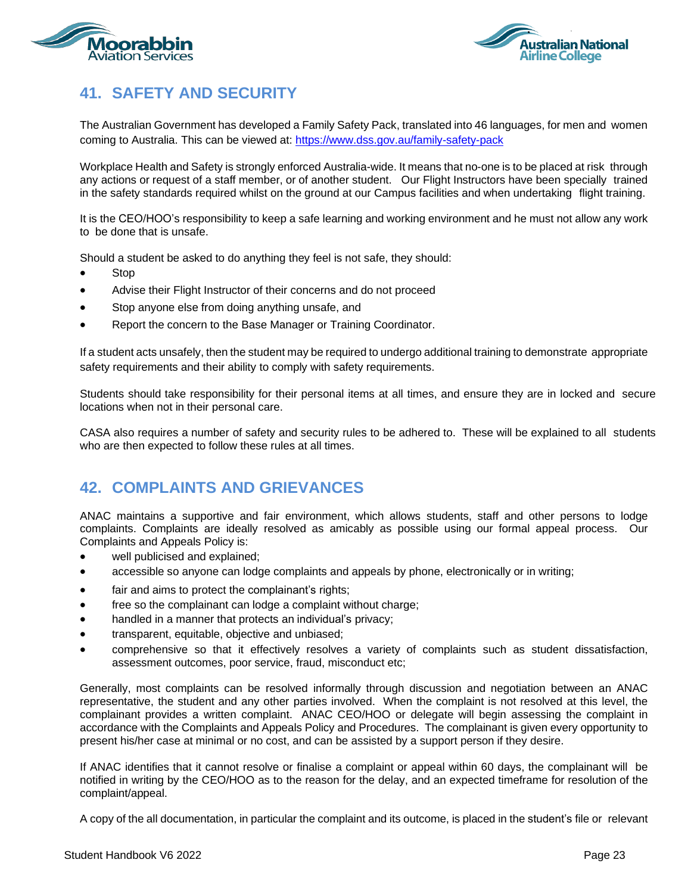## 41. SAFETY AND SECURITY

The Australian Government has developed a Family Safety Pack, translated into 46 languages, for men and women coming to Australia. This can be viewed at: https://www.dss.gov.au/family-safety-pack

Workplace Health and Safety is strongly enforced Australia-wide. It means that no-one is to be placed at risk through any actions or request of a staff member, or of another student. Our Flight Instructors have been specially trained in the safety standards required whilst on the ground at our Campus facilities and when undertaking flight training.

It is the CEO/HOO's responsibility to keep a safe learning and working environment and he must not allow any work to be done that is unsafe.

Should a student be asked to do anything they feel is not safe, they should:

- Stop
- Advise their Flight Instructor of their concerns and do not proceed
- Stop anyone else from doing anything unsafe, and
- Report the concern to the Base Manager or Training Coordinator.

If a student acts unsafely, then the student may be required to undergo additional training to demonstrate appropriate safety requirements and their ability to comply with safety requirements.

Students should take responsibility for their personal items at all times, and ensure they are in locked and secure locations when not in their personal care.

CASA also requires a number of safety and security rules to be adhered to. These will be explained to all students who are then expected to follow these rules at all times.

## 42. COMPLAINTS AND GRIEVANCES

ANAC maintains a supportive and fair environment, which allows students, staff and other persons to lodge complaints. Complaints are ideally resolved as amicably as possible using our formal appeal process. Our Complaints and Appeals Policy is:

- well publicised and explained;
- accessible so anyone can lodge complaints and appeals by phone, electronically or in writing;
- fair and aims to protect the complainant's rights;
- free so the complainant can lodge a complaint without charge;
- handled in a manner that protects an individual's privacy;
- transparent, equitable, objective and unbiased;
- comprehensive so that it effectively resolves a variety of complaints such as student dissatisfaction, assessment outcomes, poor service, fraud, misconduct etc;

Generally, most complaints can be resolved informally through discussion and negotiation between an ANAC representative, the student and any other parties involved. When the complaint is not resolved at this level, the complainant provides a written complaint. ANAC CEO/HOO or delegate will begin assessing the complaint in accordance with the Complaints and Appeals Policy and Procedures. The complainant is given every opportunity to present his/her case at minimal or no cost, and can be assisted by a support person if they desire.

If ANAC identifies that it cannot resolve or finalise a complaint or appeal within 60 days, the complainant will be notified in writing by the CEO/HOO as to the reason for the delay, and an expected timeframe for resolution of the complaint/appeal.

A copy of the all documentation, in particular the complaint and its outcome, is placed in the student's file or relevant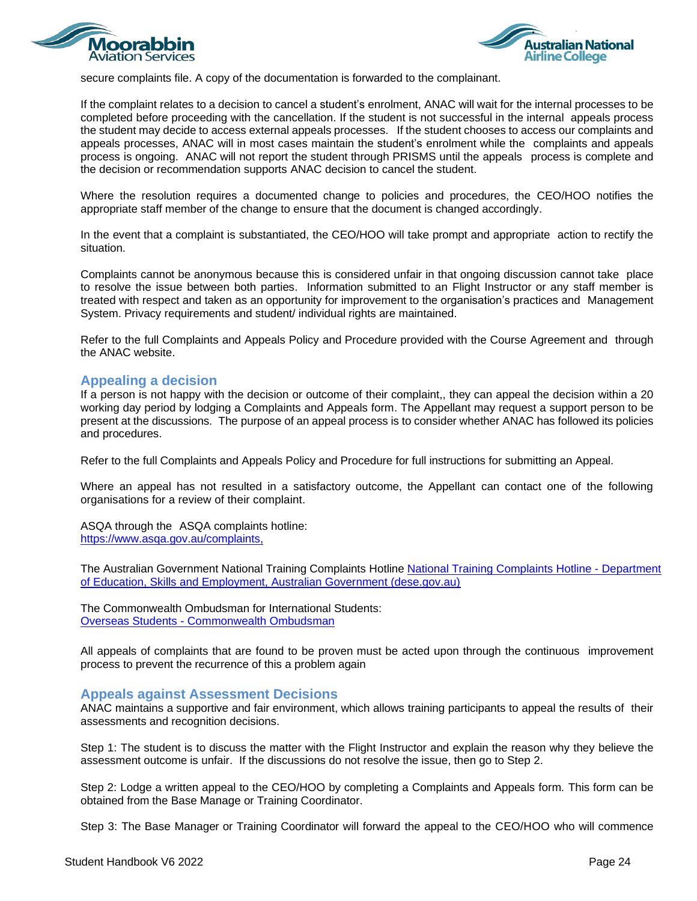secure complaints file. A copy of the documentation is forwarded to the complainant.

If the complaint relates to a decision to cancel a student's enrolment, ANAC will wait for the internal processes to be completed before proceeding with the cancellation. If the student is not successful in the internal appeals process the student may decide to access external appeals processes. If the student chooses to access our complaints and appeals processes, ANAC will in most cases maintain the student's enrolment while the complaints and appeals process is ongoing. ANAC will not report the student through PRISMS until the appeals process is complete and the decision or recommendation supports ANAC decision to cancel the student.

Where the resolution requires a documented change to policies and procedures, the CEO/HOO notifies the appropriate staff member of the change to ensure that the document is changed accordingly.

In the event that a complaint is substantiated, the CEO/HOO will take prompt and appropriate action to rectify the situation.

Complaints cannot be anonymous because this is considered unfair in that ongoing discussion cannot take place to resolve the issue between both parties. Information submitted to an Flight Instructor or any staff member is treated with respect and taken as an opportunity for improvement to the organisation's practices and Management System. Privacy requirements and student/ individual rights are maintained.

Refer to the full Complaints and Appeals Policy and Procedure provided with the Course Agreement and through the ANAC website.

## Appealing a decision

If a person is not happy with the decision or outcome of their complaint,, they can appeal the decision within a 20 working day period by lodging a Complaints and Appeals form. The Appellant may request a support person to be present at the discussions. The purpose of an appeal process is to consider whether ANAC has followed its policies and procedures.

Refer to the full Complaints and Appeals Policy and Procedure for full instructions for submitting an Appeal.

Where an appeal has not resulted in a satisfactory outcome, the Appellant can contact one of the following organisations for a review of their complaint.

ASQA through the ASQA complaints hotline:
https://www.asqa.gov.au/complaints,

The Australian Government National Training Complaints Hotline National Training Complaints Hotline - Department of Education, Skills and Employment, Australian Government (dese.gov.au)

The Commonwealth Ombudsman for International Students:
Overseas Students - Commonwealth Ombudsman

All appeals of complaints that are found to be proven must be acted upon through the continuous improvement process to prevent the recurrence of this a problem again

## Appeals against Assessment Decisions

ANAC maintains a supportive and fair environment, which allows training participants to appeal the results of their assessments and recognition decisions.

Step 1: The student is to discuss the matter with the Flight Instructor and explain the reason why they believe the assessment outcome is unfair. If the discussions do not resolve the issue, then go to Step 2.

Step 2: Lodge a written appeal to the CEO/HOO by completing a Complaints and Appeals form. This form can be obtained from the Base Manage or Training Coordinator.

Step 3: The Base Manager or Training Coordinator will forward the appeal to the CEO/HOO who will commence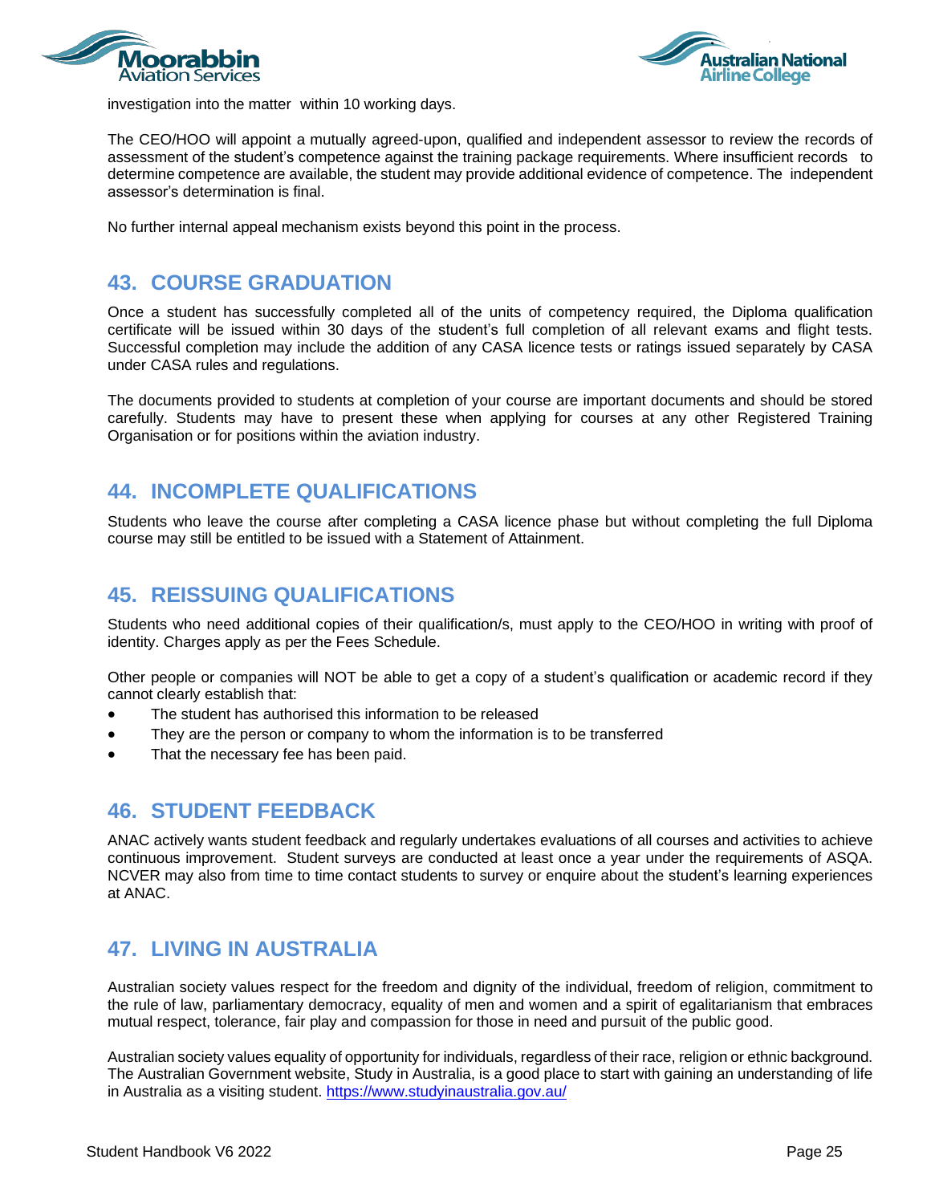investigation into the matter within 10 working days.

The CEO/HOO will appoint a mutually agreed-upon, qualified and independent assessor to review the records of assessment of the student's competence against the training package requirements. Where insufficient records to determine competence are available, the student may provide additional evidence of competence. The independent assessor's determination is final.

No further internal appeal mechanism exists beyond this point in the process.

## 43. COURSE GRADUATION

Once a student has successfully completed all of the units of competency required, the Diploma qualification certificate will be issued within 30 days of the student's full completion of all relevant exams and flight tests. Successful completion may include the addition of any CASA licence tests or ratings issued separately by CASA under CASA rules and regulations.

The documents provided to students at completion of your course are important documents and should be stored carefully. Students may have to present these when applying for courses at any other Registered Training Organisation or for positions within the aviation industry.

## 44. INCOMPLETE QUALIFICATIONS

Students who leave the course after completing a CASA licence phase but without completing the full Diploma course may still be entitled to be issued with a Statement of Attainment.

## 45. REISSUING QUALIFICATIONS

Students who need additional copies of their qualification/s, must apply to the CEO/HOO in writing with proof of identity. Charges apply as per the Fees Schedule.

Other people or companies will NOT be able to get a copy of a student's qualification or academic record if they cannot clearly establish that:

- The student has authorised this information to be released
- They are the person or company to whom the information is to be transferred
- That the necessary fee has been paid.

## 46. STUDENT FEEDBACK

ANAC actively wants student feedback and regularly undertakes evaluations of all courses and activities to achieve continuous improvement. Student surveys are conducted at least once a year under the requirements of ASQA. NCVER may also from time to time contact students to survey or enquire about the student's learning experiences at ANAC.

## 47. LIVING IN AUSTRALIA

Australian society values respect for the freedom and dignity of the individual, freedom of religion, commitment to the rule of law, parliamentary democracy, equality of men and women and a spirit of egalitarianism that embraces mutual respect, tolerance, fair play and compassion for those in need and pursuit of the public good.

Australian society values equality of opportunity for individuals, regardless of their race, religion or ethnic background. The Australian Government website, Study in Australia, is a good place to start with gaining an understanding of life in Australia as a visiting student. https://www.studyinaustralia.gov.au/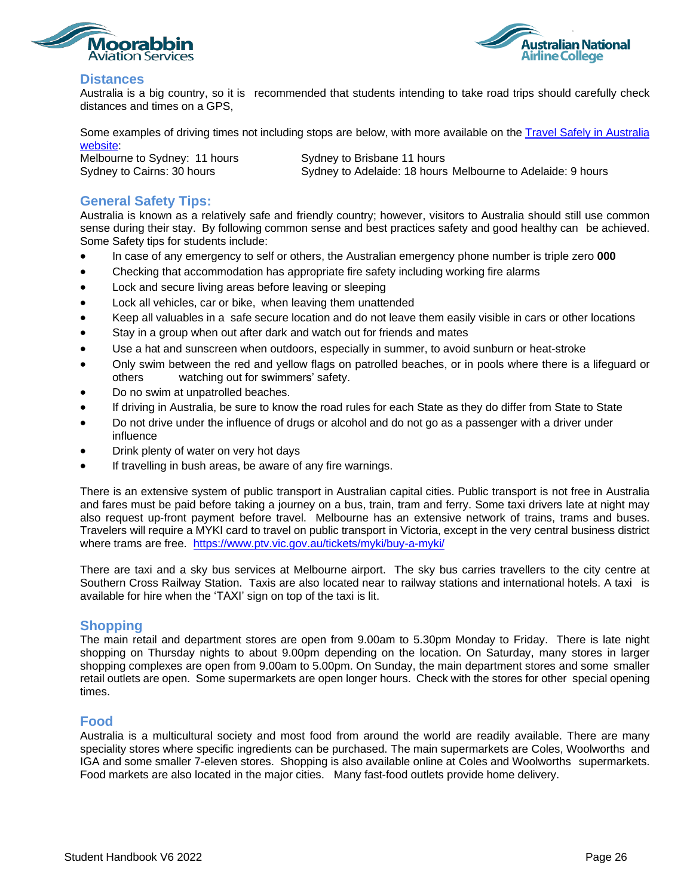## Distances

Australia is a big country, so it is recommended that students intending to take road trips should carefully check distances and times on a GPS,

Some examples of driving times not including stops are below, with more available on the [Travel Safely in Australia website](Travel Safely in Australia website):

Melbourne to Sydney: 11 hours
Sydney to Brisbane 11 hours
Sydney to Cairns: 30 hours
Sydney to Adelaide: 18 hours
Melbourne to Adelaide: 9 hours

## General Safety Tips:

Australia is known as a relatively safe and friendly country; however, visitors to Australia should still use common sense during their stay. By following common sense and best practices safety and good healthy can be achieved. Some Safety tips for students include:

- In case of any emergency to self or others, the Australian emergency phone number is triple zero **000**
- Checking that accommodation has appropriate fire safety including working fire alarms
- Lock and secure living areas before leaving or sleeping
- Lock all vehicles, car or bike, when leaving them unattended
- Keep all valuables in a safe secure location and do not leave them easily visible in cars or other locations
- Stay in a group when out after dark and watch out for friends and mates
- Use a hat and sunscreen when outdoors, especially in summer, to avoid sunburn or heat-stroke
- Only swim between the red and yellow flags on patrolled beaches, or in pools where there is a lifeguard or others watching out for swimmers' safety.
- Do no swim at unpatrolled beaches.
- If driving in Australia, be sure to know the road rules for each State as they do differ from State to State
- Do not drive under the influence of drugs or alcohol and do not go as a passenger with a driver under influence
- Drink plenty of water on very hot days
- If travelling in bush areas, be aware of any fire warnings.

There is an extensive system of public transport in Australian capital cities. Public transport is not free in Australia and fares must be paid before taking a journey on a bus, train, tram and ferry. Some taxi drivers late at night may also request up-front payment before travel. Melbourne has an extensive network of trains, trams and buses. Travelers will require a MYKI card to travel on public transport in Victoria, except in the very central business district where trams are free. https://www.ptv.vic.gov.au/tickets/myki/buy-a-myki/

There are taxi and a sky bus services at Melbourne airport. The sky bus carries travellers to the city centre at Southern Cross Railway Station. Taxis are also located near to railway stations and international hotels. A taxi is available for hire when the 'TAXI' sign on top of the taxi is lit.

## Shopping

The main retail and department stores are open from 9.00am to 5.30pm Monday to Friday. There is late night shopping on Thursday nights to about 9.00pm depending on the location. On Saturday, many stores in larger shopping complexes are open from 9.00am to 5.00pm. On Sunday, the main department stores and some smaller retail outlets are open. Some supermarkets are open longer hours. Check with the stores for other special opening times.

## Food

Australia is a multicultural society and most food from around the world are readily available. There are many speciality stores where specific ingredients can be purchased. The main supermarkets are Coles, Woolworths and IGA and some smaller 7-eleven stores. Shopping is also available online at Coles and Woolworths supermarkets. Food markets are also located in the major cities. Many fast-food outlets provide home delivery.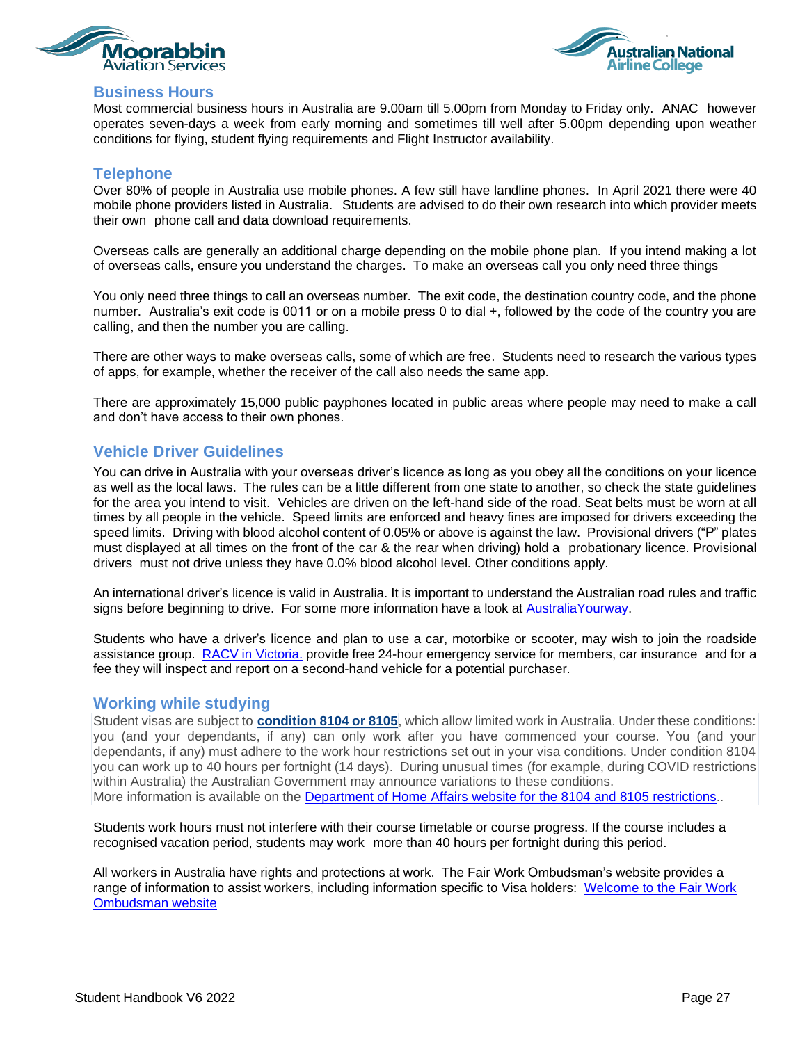## Business Hours

Most commercial business hours in Australia are 9.00am till 5.00pm from Monday to Friday only. ANAC however operates seven-days a week from early morning and sometimes till well after 5.00pm depending upon weather conditions for flying, student flying requirements and Flight Instructor availability.

## Telephone

Over 80% of people in Australia use mobile phones. A few still have landline phones. In April 2021 there were 40 mobile phone providers listed in Australia. Students are advised to do their own research into which provider meets their own phone call and data download requirements.

Overseas calls are generally an additional charge depending on the mobile phone plan. If you intend making a lot of overseas calls, ensure you understand the charges. To make an overseas call you only need three things

You only need three things to call an overseas number. The exit code, the destination country code, and the phone number. Australia's exit code is 0011 or on a mobile press 0 to dial +, followed by the code of the country you are calling, and then the number you are calling.

There are other ways to make overseas calls, some of which are free. Students need to research the various types of apps, for example, whether the receiver of the call also needs the same app.

There are approximately 15,000 public payphones located in public areas where people may need to make a call and don't have access to their own phones.

## Vehicle Driver Guidelines

You can drive in Australia with your overseas driver's licence as long as you obey all the conditions on your licence as well as the local laws. The rules can be a little different from one state to another, so check the state guidelines for the area you intend to visit. Vehicles are driven on the left-hand side of the road. Seat belts must be worn at all times by all people in the vehicle. Speed limits are enforced and heavy fines are imposed for drivers exceeding the speed limits. Driving with blood alcohol content of 0.05% or above is against the law. Provisional drivers ("P" plates must displayed at all times on the front of the car & the rear when driving) hold a probationary licence. Provisional drivers must not drive unless they have 0.0% blood alcohol level. Other conditions apply.

An international driver's licence is valid in Australia. It is important to understand the Australian road rules and traffic signs before beginning to drive. For some more information have a look at AustraliaYourway.

Students who have a driver's licence and plan to use a car, motorbike or scooter, may wish to join the roadside assistance group. RACV in Victoria. provide free 24-hour emergency service for members, car insurance and for a fee they will inspect and report on a second-hand vehicle for a potential purchaser.

## Working while studying

Student visas are subject to **condition 8104 or 8105**, which allow limited work in Australia. Under these conditions: you (and your dependants, if any) can only work after you have commenced your course. You (and your dependants, if any) must adhere to the work hour restrictions set out in your visa conditions. Under condition 8104 you can work up to 40 hours per fortnight (14 days). During unusual times (for example, during COVID restrictions within Australia) the Australian Government may announce variations to these conditions.
More information is available on the Department of Home Affairs website for the 8104 and 8105 restrictions..

Students work hours must not interfere with their course timetable or course progress. If the course includes a recognised vacation period, students may work more than 40 hours per fortnight during this period.

All workers in Australia have rights and protections at work. The Fair Work Ombudsman's website provides a range of information to assist workers, including information specific to Visa holders: Welcome to the Fair Work Ombudsman website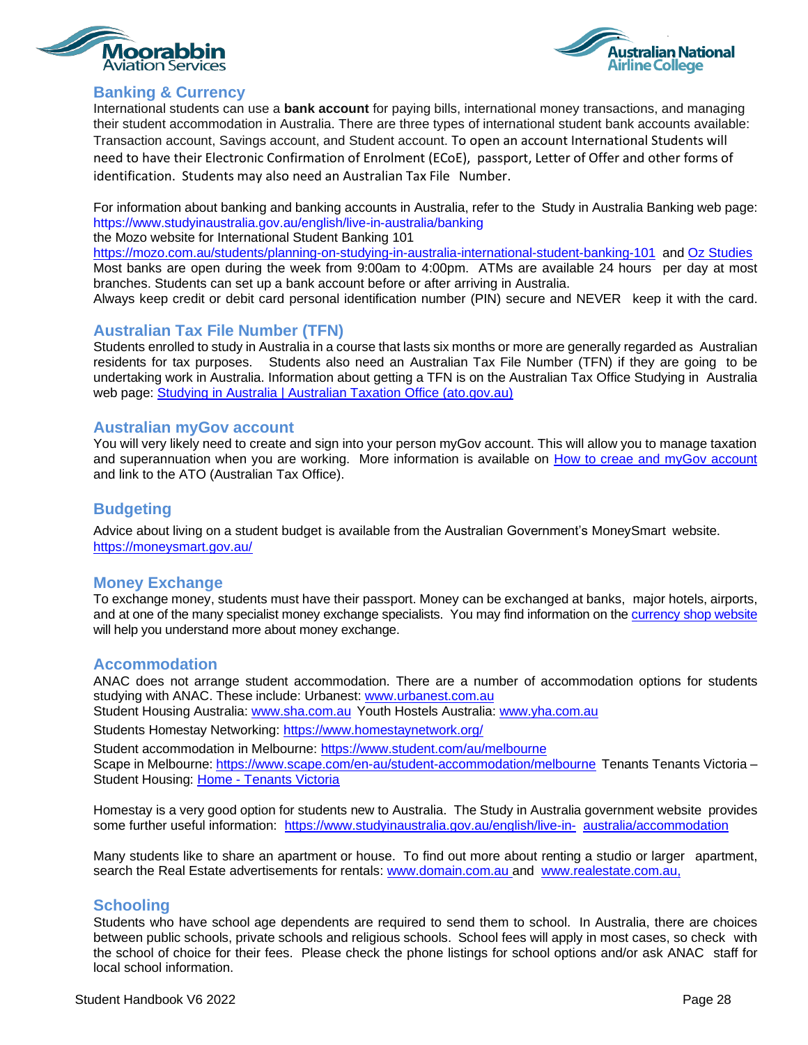## Banking & Currency

International students can use a **bank account** for paying bills, international money transactions, and managing their student accommodation in Australia. There are three types of international student bank accounts available: Transaction account, Savings account, and Student account. To open an account International Students will need to have their Electronic Confirmation of Enrolment (ECoE), passport, Letter of Offer and other forms of identification. Students may also need an Australian Tax File Number.

For information about banking and banking accounts in Australia, refer to the Study in Australia Banking web page: https://www.studyinaustralia.gov.au/english/live-in-australia/banking
the Mozo website for International Student Banking 101
https://mozo.com.au/students/planning-on-studying-in-australia-international-student-banking-101 and Oz Studies
Most banks are open during the week from 9:00am to 4:00pm. ATMs are available 24 hours per day at most branches. Students can set up a bank account before or after arriving in Australia.
Always keep credit or debit card personal identification number (PIN) secure and NEVER keep it with the card.

## Australian Tax File Number (TFN)

Students enrolled to study in Australia in a course that lasts six months or more are generally regarded as Australian residents for tax purposes. Students also need an Australian Tax File Number (TFN) if they are going to be undertaking work in Australia. Information about getting a TFN is on the Australian Tax Office Studying in Australia web page: Studying in Australia | Australian Taxation Office (ato.gov.au)

## Australian myGov account

You will very likely need to create and sign into your person myGov account. This will allow you to manage taxation and superannuation when you are working. More information is available on How to creae and myGov account and link to the ATO (Australian Tax Office).

## Budgeting

Advice about living on a student budget is available from the Australian Government's MoneySmart website.
https://moneysmart.gov.au/

## Money Exchange

To exchange money, students must have their passport. Money can be exchanged at banks, major hotels, airports, and at one of the many specialist money exchange specialists. You may find information on the currency shop website will help you understand more about money exchange.

## Accommodation

ANAC does not arrange student accommodation. There are a number of accommodation options for students studying with ANAC. These include: Urbanest: www.urbanest.com.au
Student Housing Australia: www.sha.com.au Youth Hostels Australia: www.yha.com.au
Students Homestay Networking: https://www.homestaynetwork.org/
Student accommodation in Melbourne: https://www.student.com/au/melbourne
Scape in Melbourne: https://www.scape.com/en-au/student-accommodation/melbourne Tenants Tenants Victoria – Student Housing: Home - Tenants Victoria

Homestay is a very good option for students new to Australia. The Study in Australia government website provides some further useful information: https://www.studyinaustralia.gov.au/english/live-in-australia/accommodation

Many students like to share an apartment or house. To find out more about renting a studio or larger apartment, search the Real Estate advertisements for rentals: www.domain.com.au and www.realestate.com.au,

## Schooling

Students who have school age dependents are required to send them to school. In Australia, there are choices between public schools, private schools and religious schools. School fees will apply in most cases, so check with the school of choice for their fees. Please check the phone listings for school options and/or ask ANAC staff for local school information.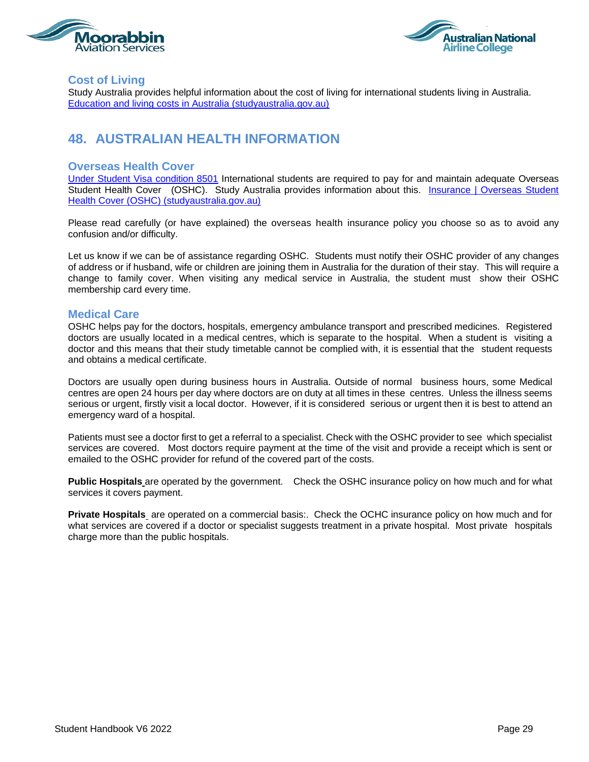### Cost of Living

Study Australia provides helpful information about the cost of living for international students living in Australia. [Education and living costs in Australia (studyaustralia.gov.au)]

## 48. AUSTRALIAN HEALTH INFORMATION

### Overseas Health Cover

Under Student Visa condition 8501 International students are required to pay for and maintain adequate Overseas Student Health Cover (OSHC). Study Australia provides information about this. Insurance | Overseas Student Health Cover (OSHC) (studyaustralia.gov.au)

Please read carefully (or have explained) the overseas health insurance policy you choose so as to avoid any confusion and/or difficulty.

Let us know if we can be of assistance regarding OSHC. Students must notify their OSHC provider of any changes of address or if husband, wife or children are joining them in Australia for the duration of their stay. This will require a change to family cover. When visiting any medical service in Australia, the student must show their OSHC membership card every time.

### Medical Care

OSHC helps pay for the doctors, hospitals, emergency ambulance transport and prescribed medicines. Registered doctors are usually located in a medical centres, which is separate to the hospital. When a student is visiting a doctor and this means that their study timetable cannot be complied with, it is essential that the student requests and obtains a medical certificate.

Doctors are usually open during business hours in Australia. Outside of normal business hours, some Medical centres are open 24 hours per day where doctors are on duty at all times in these centres. Unless the illness seems serious or urgent, firstly visit a local doctor. However, if it is considered serious or urgent then it is best to attend an emergency ward of a hospital.

Patients must see a doctor first to get a referral to a specialist. Check with the OSHC provider to see which specialist services are covered. Most doctors require payment at the time of the visit and provide a receipt which is sent or emailed to the OSHC provider for refund of the covered part of the costs.

**Public Hospitals** are operated by the government. Check the OSHC insurance policy on how much and for what services it covers payment.

**Private Hospitals** are operated on a commercial basis:. Check the OCHC insurance policy on how much and for what services are covered if a doctor or specialist suggests treatment in a private hospital. Most private hospitals charge more than the public hospitals.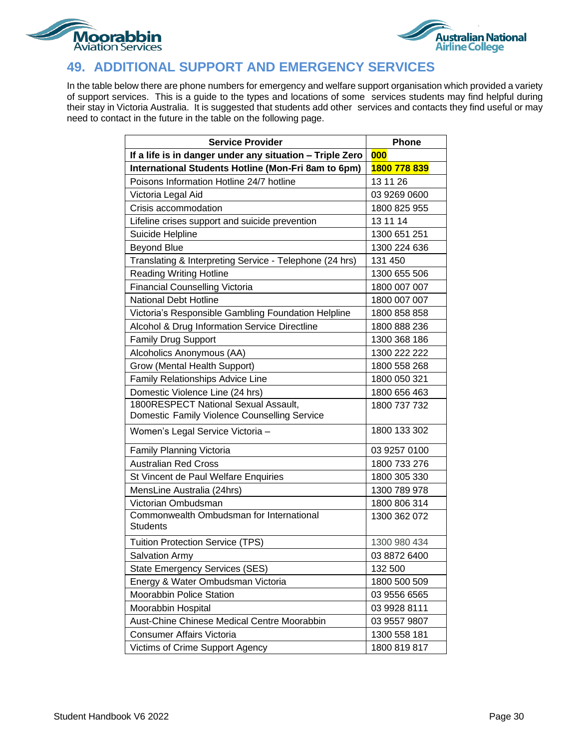## 49. ADDITIONAL SUPPORT AND EMERGENCY SERVICES

In the table below there are phone numbers for emergency and welfare support organisation which provided a variety of support services. This is a guide to the types and locations of some services students may find helpful during their stay in Victoria Australia. It is suggested that students add other services and contacts they find useful or may need to contact in the future in the table on the following page.

| Service Provider | Phone |
|---|---|
| **If a life is in danger under any situation – Triple Zero** | **000** |
| **International Students Hotline (Mon-Fri 8am to 6pm)** | **1800 778 839** |
| Poisons Information Hotline 24/7 hotline | 13 11 26 |
| Victoria Legal Aid | 03 9269 0600 |
| Crisis accommodation | 1800 825 955 |
| Lifeline crises support and suicide prevention | 13 11 14 |
| Suicide Helpline | 1300 651 251 |
| Beyond Blue | 1300 224 636 |
| Translating & Interpreting Service - Telephone (24 hrs) | 131 450 |
| Reading Writing Hotline | 1300 655 506 |
| Financial Counselling Victoria | 1800 007 007 |
| National Debt Hotline | 1800 007 007 |
| Victoria's Responsible Gambling Foundation Helpline | 1800 858 858 |
| Alcohol & Drug Information Service Directline | 1800 888 236 |
| Family Drug Support | 1300 368 186 |
| Alcoholics Anonymous (AA) | 1300 222 222 |
| Grow (Mental Health Support) | 1800 558 268 |
| Family Relationships Advice Line | 1800 050 321 |
| Domestic Violence Line (24 hrs) | 1800 656 463 |
| 1800RESPECT National Sexual Assault, Domestic Family Violence Counselling Service | 1800 737 732 |
| Women's Legal Service Victoria – | 1800 133 302 |
| Family Planning Victoria | 03 9257 0100 |
| Australian Red Cross | 1800 733 276 |
| St Vincent de Paul Welfare Enquiries | 1800 305 330 |
| MensLine Australia (24hrs) | 1300 789 978 |
| Victorian Ombudsman | 1800 806 314 |
| Commonwealth Ombudsman for International Students | 1300 362 072 |
| Tuition Protection Service (TPS) | 1300 980 434 |
| Salvation Army | 03 8872 6400 |
| State Emergency Services (SES) | 132 500 |
| Energy & Water Ombudsman Victoria | 1800 500 509 |
| Moorabbin Police Station | 03 9556 6565 |
| Moorabbin Hospital | 03 9928 8111 |
| Aust-Chine Chinese Medical Centre Moorabbin | 03 9557 9807 |
| Consumer Affairs Victoria | 1300 558 181 |
| Victims of Crime Support Agency | 1800 819 817 |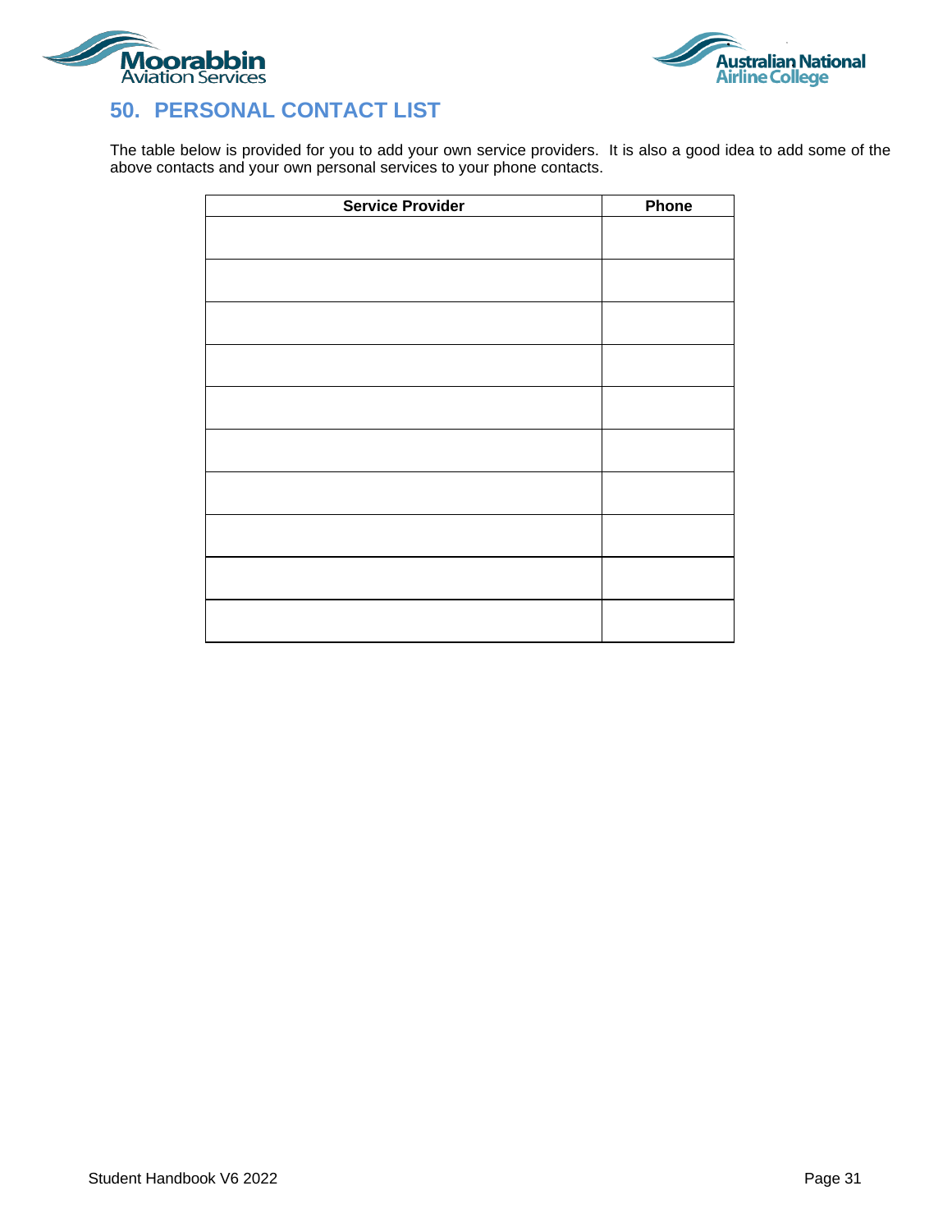## 50. PERSONAL CONTACT LIST

The table below is provided for you to add your own service providers. It is also a good idea to add some of the above contacts and your own personal services to your phone contacts.

| Service Provider | Phone |
|---|---|
| | |
| | |
| | |
| | |
| | |
| | |
| | |
| | |
| | |
| | |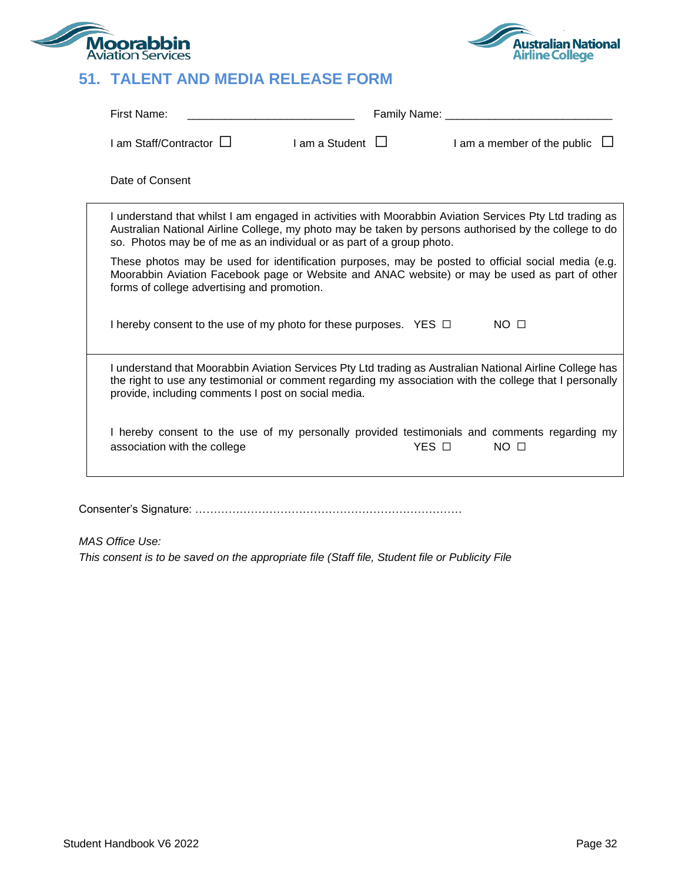Moorabbin Aviation Services

Australian National Airline College

## 51. TALENT AND MEDIA RELEASE FORM

First Name: ___________________________ Family Name: ___________________________

I am Staff/Contractor ☐ I am a Student ☐ I am a member of the public ☐

Date of Consent

I understand that whilst I am engaged in activities with Moorabbin Aviation Services Pty Ltd trading as Australian National Airline College, my photo may be taken by persons authorised by the college to do so. Photos may be of me as an individual or as part of a group photo.

These photos may be used for identification purposes, may be posted to official social media (e.g. Moorabbin Aviation Facebook page or Website and ANAC website) or may be used as part of other forms of college advertising and promotion.

I hereby consent to the use of my photo for these purposes. YES ☐ NO ☐

I understand that Moorabbin Aviation Services Pty Ltd trading as Australian National Airline College has the right to use any testimonial or comment regarding my association with the college that I personally provide, including comments I post on social media.

I hereby consent to the use of my personally provided testimonials and comments regarding my association with the college YES ☐ NO ☐

Consenter's Signature: ………………………………………………………………

*MAS Office Use:*
*This consent is to be saved on the appropriate file (Staff file, Student file or Publicity File*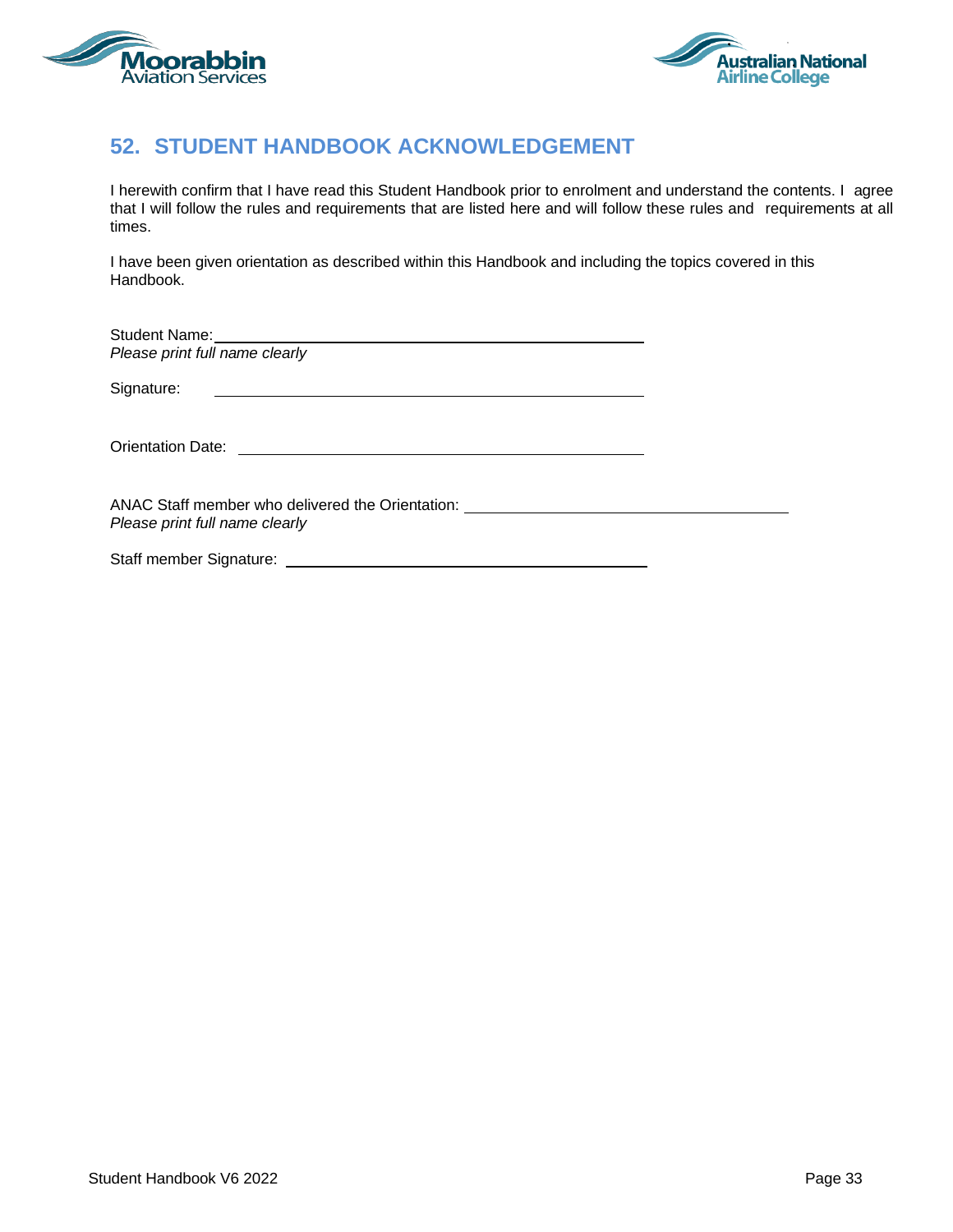## 52. STUDENT HANDBOOK ACKNOWLEDGEMENT

I herewith confirm that I have read this Student Handbook prior to enrolment and understand the contents. I agree that I will follow the rules and requirements that are listed here and will follow these rules and requirements at all times.

I have been given orientation as described within this Handbook and including the topics covered in this Handbook.

Student Name: ____________________________________________
*Please print full name clearly*

Signature: ____________________________________________

Orientation Date: ____________________________________________

ANAC Staff member who delivered the Orientation: ______________________________
*Please print full name clearly*

Staff member Signature: ______________________________________